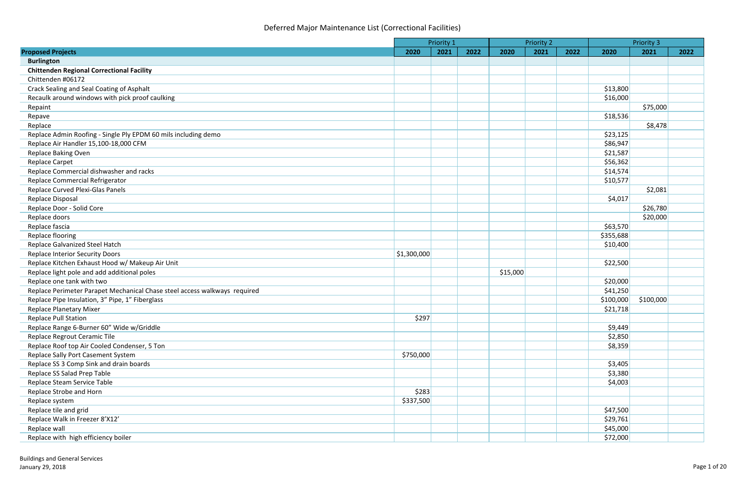# Deferred Major Maintenance List (Correctional Facilities)

| | Priority 1 | | | Priority 2 | | | Priority 3 | | |
|---|---|---|---|---|---|---|---|---|---|
| **Proposed Projects** | **2020** | **2021** | **2022** | **2020** | **2021** | **2022** | **2020** | **2021** | **2022** |
| **Burlington** | | | | | | | | | |
| **Chittenden Regional Correctional Facility** | | | | | | | | | |
| Chittenden #06172 | | | | | | | | | |
| Crack Sealing and Seal Coating of Asphalt | | | | | | | $13,800 | | |
| Recaulk around windows with pick proof caulking | | | | | | | $16,000 | | |
| Repaint | | | | | | | | $75,000 | |
| Repave | | | | | | | $18,536 | | |
| Replace | | | | | | | | $8,478 | |
| Replace Admin Roofing - Single Ply EPDM 60 mils including demo | | | | | | | $23,125 | | |
| Replace Air Handler 15,100-18,000 CFM | | | | | | | $86,947 | | |
| Replace Baking Oven | | | | | | | $21,587 | | |
| Replace Carpet | | | | | | | $56,362 | | |
| Replace Commercial dishwasher and racks | | | | | | | $14,574 | | |
| Replace Commercial Refrigerator | | | | | | | $10,577 | | |
| Replace Curved Plexi-Glas Panels | | | | | | | | $2,081 | |
| Replace Disposal | | | | | | | $4,017 | | |
| Replace Door - Solid Core | | | | | | | | $26,780 | |
| Replace doors | | | | | | | | $20,000 | |
| Replace fascia | | | | | | | $63,570 | | |
| Replace flooring | | | | | | | $355,688 | | |
| Replace Galvanized Steel Hatch | | | | | | | $10,400 | | |
| Replace Interior Security Doors | $1,300,000 | | | | | | | | |
| Replace Kitchen Exhaust Hood w/ Makeup Air Unit | | | | | | | $22,500 | | |
| Replace light pole and add additional poles | | | | $15,000 | | | | | |
| Replace one tank with two | | | | | | | $20,000 | | |
| Replace Perimeter Parapet Mechanical Chase steel access walkways required | | | | | | | $41,250 | | |
| Replace Pipe Insulation, 3" Pipe, 1" Fiberglass | | | | | | | $100,000 | $100,000 | |
| Replace Planetary Mixer | | | | | | | $21,718 | | |
| Replace Pull Station | $297 | | | | | | | | |
| Replace Range 6-Burner 60" Wide w/Griddle | | | | | | | $9,449 | | |
| Replace Regrout Ceramic Tile | | | | | | | $2,850 | | |
| Replace Roof top Air Cooled Condenser, 5 Ton | | | | | | | $8,359 | | |
| Replace Sally Port Casement System | $750,000 | | | | | | | | |
| Replace SS 3 Comp Sink and drain boards | | | | | | | $3,405 | | |
| Replace SS Salad Prep Table | | | | | | | $3,380 | | |
| Replace Steam Service Table | | | | | | | $4,003 | | |
| Replace Strobe and Horn | $283 | | | | | | | | |
| Replace system | $337,500 | | | | | | | | |
| Replace tile and grid | | | | | | | $47,500 | | |
| Replace Walk in Freezer 8'X12' | | | | | | | $29,761 | | |
| Replace wall | | | | | | | $45,000 | | |
| Replace with high efficiency boiler | | | | | | | $72,000 | | |

Buildings and General Services
January 29, 2018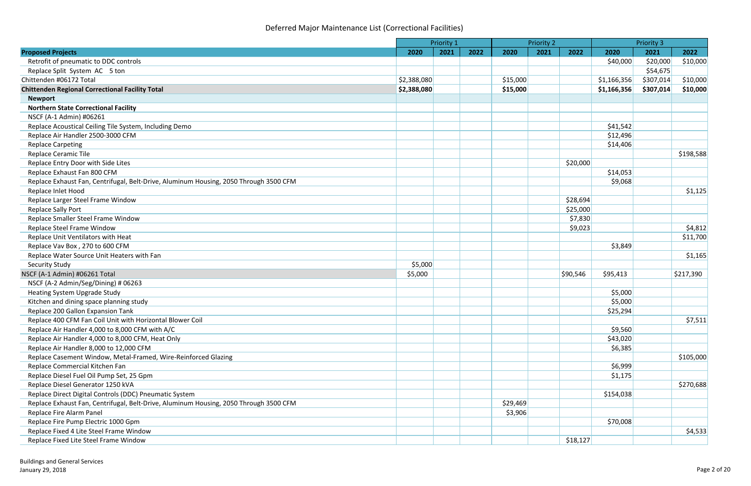# Deferred Major Maintenance List (Correctional Facilities)

| | Priority 1 | | | Priority 2 | | | Priority 3 | | |
|---|---|---|---|---|---|---|---|---|---|
| **Proposed Projects** | **2020** | **2021** | **2022** | **2020** | **2021** | **2022** | **2020** | **2021** | **2022** |
| Retrofit of pneumatic to DDC controls | | | | | | | $40,000 | $20,000 | $10,000 |
| Replace Split System AC 5 ton | | | | | | | | $54,675 | |
| Chittenden #06172 Total | $2,388,080 | | | $15,000 | | | $1,166,356 | $307,014 | $10,000 |
| **Chittenden Regional Correctional Facility Total** | **$2,388,080** | | | **$15,000** | | | **$1,166,356** | **$307,014** | **$10,000** |
| **Newport** | | | | | | | | | |
| **Northern State Correctional Facility** | | | | | | | | | |
| NSCF (A-1 Admin) #06261 | | | | | | | | | |
| Replace Acoustical Ceiling Tile System, Including Demo | | | | | | | $41,542 | | |
| Replace Air Handler 2500-3000 CFM | | | | | | | $12,496 | | |
| Replace Carpeting | | | | | | | $14,406 | | |
| Replace Ceramic Tile | | | | | | | | | $198,588 |
| Replace Entry Door with Side Lites | | | | | | $20,000 | | | |
| Replace Exhaust Fan 800 CFM | | | | | | | $14,053 | | |
| Replace Exhaust Fan, Centrifugal, Belt-Drive, Aluminum Housing, 2050 Through 3500 CFM | | | | | | | $9,068 | | |
| Replace Inlet Hood | | | | | | | | | $1,125 |
| Replace Larger Steel Frame Window | | | | | | $28,694 | | | |
| Replace Sally Port | | | | | | $25,000 | | | |
| Replace Smaller Steel Frame Window | | | | | | $7,830 | | | |
| Replace Steel Frame Window | | | | | | $9,023 | | | $4,812 |
| Replace Unit Ventilators with Heat | | | | | | | | | $11,700 |
| Replace Vav Box , 270 to 600 CFM | | | | | | | $3,849 | | |
| Replace Water Source Unit Heaters with Fan | | | | | | | | | $1,165 |
| Security Study | $5,000 | | | | | | | | |
| NSCF (A-1 Admin) #06261 Total | $5,000 | | | | | $90,546 | $95,413 | | $217,390 |
| NSCF (A-2 Admin/Seg/Dining) # 06263 | | | | | | | | | |
| Heating System Upgrade Study | | | | | | | $5,000 | | |
| Kitchen and dining space planning study | | | | | | | $5,000 | | |
| Replace 200 Gallon Expansion Tank | | | | | | | $25,294 | | |
| Replace 400 CFM Fan Coil Unit with Horizontal Blower Coil | | | | | | | | | $7,511 |
| Replace Air Handler 4,000 to 8,000 CFM with A/C | | | | | | | $9,560 | | |
| Replace Air Handler 4,000 to 8,000 CFM, Heat Only | | | | | | | $43,020 | | |
| Replace Air Handler 8,000 to 12,000 CFM | | | | | | | $6,385 | | |
| Replace Casement Window, Metal-Framed, Wire-Reinforced Glazing | | | | | | | | | $105,000 |
| Replace Commercial Kitchen Fan | | | | | | | $6,999 | | |
| Replace Diesel Fuel Oil Pump Set, 25 Gpm | | | | | | | $1,175 | | |
| Replace Diesel Generator 1250 kVA | | | | | | | | | $270,688 |
| Replace Direct Digital Controls (DDC) Pneumatic System | | | | | | | $154,038 | | |
| Replace Exhaust Fan, Centrifugal, Belt-Drive, Aluminum Housing, 2050 Through 3500 CFM | | | | $29,469 | | | | | |
| Replace Fire Alarm Panel | | | | $3,906 | | | | | |
| Replace Fire Pump Electric 1000 Gpm | | | | | | | $70,008 | | |
| Replace Fixed 4 Lite Steel Frame Window | | | | | | | | | $4,533 |
| Replace Fixed Lite Steel Frame Window | | | | | | $18,127 | | | |

Buildings and General Services
January 29, 2018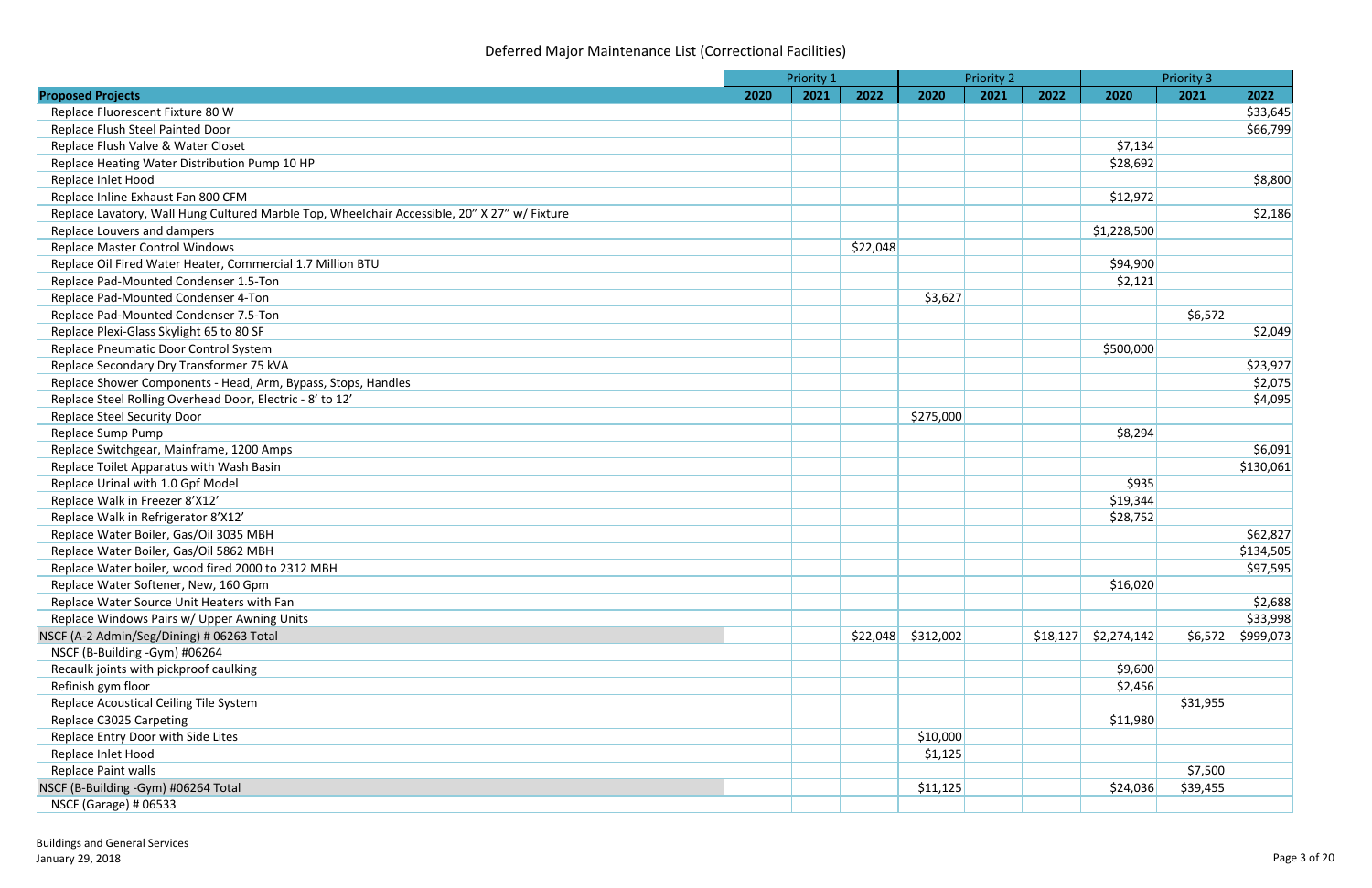# Deferred Major Maintenance List (Correctional Facilities)

| | Priority 1 | | | Priority 2 | | | Priority 3 | | |
|---|---|---|---|---|---|---|---|---|---|
| **Proposed Projects** | **2020** | **2021** | **2022** | **2020** | **2021** | **2022** | **2020** | **2021** | **2022** |
| Replace Fluorescent Fixture 80 W | | | | | | | | | $33,645 |
| Replace Flush Steel Painted Door | | | | | | | | | $66,799 |
| Replace Flush Valve & Water Closet | | | | | | | $7,134 | | |
| Replace Heating Water Distribution Pump 10 HP | | | | | | | $28,692 | | |
| Replace Inlet Hood | | | | | | | | | $8,800 |
| Replace Inline Exhaust Fan 800 CFM | | | | | | | $12,972 | | |
| Replace Lavatory, Wall Hung Cultured Marble Top, Wheelchair Accessible, 20" X 27" w/ Fixture | | | | | | | | | $2,186 |
| Replace Louvers and dampers | | | | | | | $1,228,500 | | |
| Replace Master Control Windows | | | $22,048 | | | | | | |
| Replace Oil Fired Water Heater, Commercial 1.7 Million BTU | | | | | | | $94,900 | | |
| Replace Pad-Mounted Condenser 1.5-Ton | | | | | | | $2,121 | | |
| Replace Pad-Mounted Condenser 4-Ton | | | | $3,627 | | | | | |
| Replace Pad-Mounted Condenser 7.5-Ton | | | | | | | | $6,572 | |
| Replace Plexi-Glass Skylight 65 to 80 SF | | | | | | | | | $2,049 |
| Replace Pneumatic Door Control System | | | | | | | $500,000 | | |
| Replace Secondary Dry Transformer 75 kVA | | | | | | | | | $23,927 |
| Replace Shower Components - Head, Arm, Bypass, Stops, Handles | | | | | | | | | $2,075 |
| Replace Steel Rolling Overhead Door, Electric - 8' to 12' | | | | | | | | | $4,095 |
| Replace Steel Security Door | | | | $275,000 | | | | | |
| Replace Sump Pump | | | | | | | $8,294 | | |
| Replace Switchgear, Mainframe, 1200 Amps | | | | | | | | | $6,091 |
| Replace Toilet Apparatus with Wash Basin | | | | | | | | | $130,061 |
| Replace Urinal with 1.0 Gpf Model | | | | | | | $935 | | |
| Replace Walk in Freezer 8'X12' | | | | | | | $19,344 | | |
| Replace Walk in Refrigerator 8'X12' | | | | | | | $28,752 | | |
| Replace Water Boiler, Gas/Oil 3035 MBH | | | | | | | | | $62,827 |
| Replace Water Boiler, Gas/Oil 5862 MBH | | | | | | | | | $134,505 |
| Replace Water boiler, wood fired 2000 to 2312 MBH | | | | | | | | | $97,595 |
| Replace Water Softener, New, 160 Gpm | | | | | | | $16,020 | | |
| Replace Water Source Unit Heaters with Fan | | | | | | | | | $2,688 |
| Replace Windows Pairs w/ Upper Awning Units | | | | | | | | | $33,998 |
| NSCF (A-2 Admin/Seg/Dining) # 06263 Total | | | $22,048 | $312,002 | | $18,127 | $2,274,142 | $6,572 | $999,073 |
| NSCF (B-Building -Gym) #06264 | | | | | | | | | |
| Recaulk joints with pickproof caulking | | | | | | | $9,600 | | |
| Refinish gym floor | | | | | | | $2,456 | | |
| Replace Acoustical Ceiling Tile System | | | | | | | | $31,955 | |
| Replace C3025 Carpeting | | | | | | | $11,980 | | |
| Replace Entry Door with Side Lites | | | | $10,000 | | | | | |
| Replace Inlet Hood | | | | $1,125 | | | | | |
| Replace Paint walls | | | | | | | | $7,500 | |
| NSCF (B-Building -Gym) #06264 Total | | | | $11,125 | | | $24,036 | $39,455 | |
| NSCF (Garage) # 06533 | | | | | | | | | |

Buildings and General Services
January 29, 2018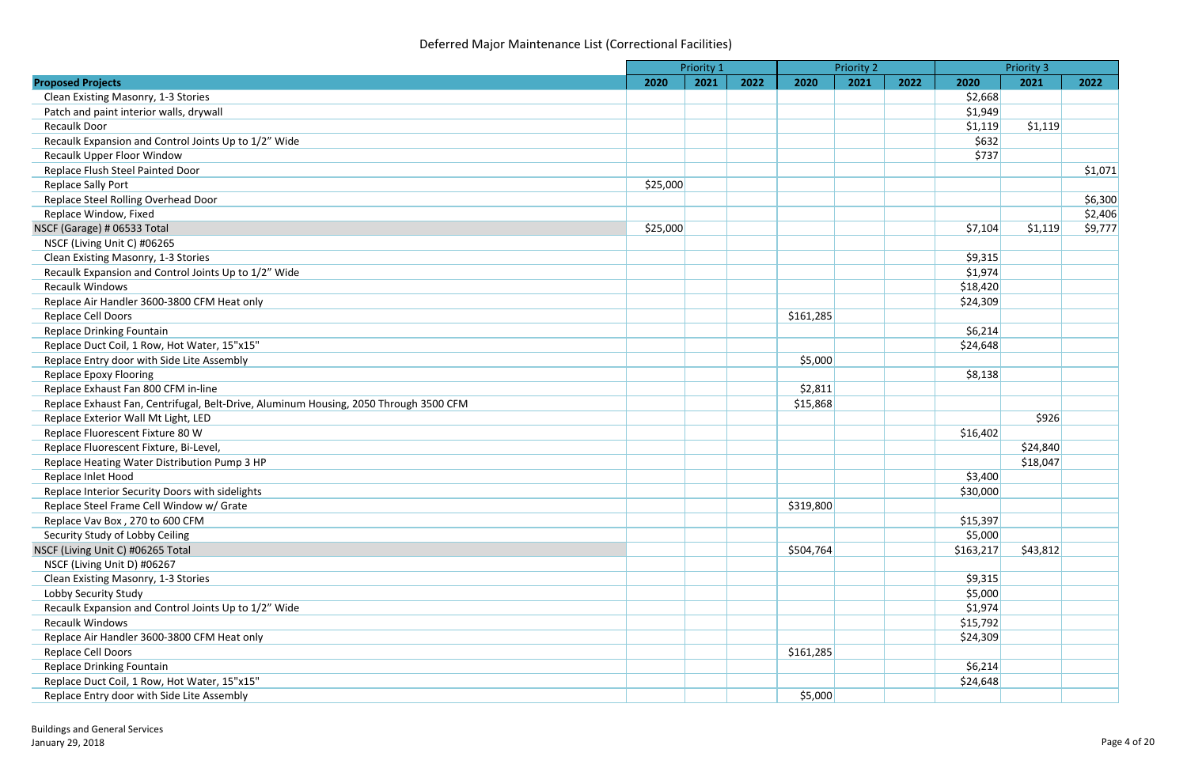# Deferred Major Maintenance List (Correctional Facilities)

| | Priority 1 | | | Priority 2 | | | Priority 3 | | |
|---|---|---|---|---|---|---|---|---|---|
| **Proposed Projects** | **2020** | **2021** | **2022** | **2020** | **2021** | **2022** | **2020** | **2021** | **2022** |
| Clean Existing Masonry, 1-3 Stories | | | | | | | $2,668 | | |
| Patch and paint interior walls, drywall | | | | | | | $1,949 | | |
| Recaulk Door | | | | | | | $1,119 | $1,119 | |
| Recaulk Expansion and Control Joints Up to 1/2" Wide | | | | | | | $632 | | |
| Recaulk Upper Floor Window | | | | | | | $737 | | |
| Replace Flush Steel Painted Door | | | | | | | | | $1,071 |
| Replace Sally Port | $25,000 | | | | | | | | |
| Replace Steel Rolling Overhead Door | | | | | | | | | $6,300 |
| Replace Window, Fixed | | | | | | | | | $2,406 |
| NSCF (Garage) # 06533 Total | $25,000 | | | | | | $7,104 | $1,119 | $9,777 |
| NSCF (Living Unit C) #06265 | | | | | | | | | |
| Clean Existing Masonry, 1-3 Stories | | | | | | | $9,315 | | |
| Recaulk Expansion and Control Joints Up to 1/2" Wide | | | | | | | $1,974 | | |
| Recaulk Windows | | | | | | | $18,420 | | |
| Replace Air Handler 3600-3800 CFM Heat only | | | | | | | $24,309 | | |
| Replace Cell Doors | | | | $161,285 | | | | | |
| Replace Drinking Fountain | | | | | | | $6,214 | | |
| Replace Duct Coil, 1 Row, Hot Water, 15"x15" | | | | | | | $24,648 | | |
| Replace Entry door with Side Lite Assembly | | | | $5,000 | | | | | |
| Replace Epoxy Flooring | | | | | | | $8,138 | | |
| Replace Exhaust Fan 800 CFM in-line | | | | $2,811 | | | | | |
| Replace Exhaust Fan, Centrifugal, Belt-Drive, Aluminum Housing, 2050 Through 3500 CFM | | | | $15,868 | | | | | |
| Replace Exterior Wall Mt Light, LED | | | | | | | | $926 | |
| Replace Fluorescent Fixture 80 W | | | | | | | $16,402 | | |
| Replace Fluorescent Fixture, Bi-Level, | | | | | | | | $24,840 | |
| Replace Heating Water Distribution Pump 3 HP | | | | | | | | $18,047 | |
| Replace Inlet Hood | | | | | | | $3,400 | | |
| Replace Interior Security Doors with sidelights | | | | | | | $30,000 | | |
| Replace Steel Frame Cell Window w/ Grate | | | | $319,800 | | | | | |
| Replace Vav Box , 270 to 600 CFM | | | | | | | $15,397 | | |
| Security Study of Lobby Ceiling | | | | | | | $5,000 | | |
| NSCF (Living Unit C) #06265 Total | | | | $504,764 | | | $163,217 | $43,812 | |
| NSCF (Living Unit D) #06267 | | | | | | | | | |
| Clean Existing Masonry, 1-3 Stories | | | | | | | $9,315 | | |
| Lobby Security Study | | | | | | | $5,000 | | |
| Recaulk Expansion and Control Joints Up to 1/2" Wide | | | | | | | $1,974 | | |
| Recaulk Windows | | | | | | | $15,792 | | |
| Replace Air Handler 3600-3800 CFM Heat only | | | | | | | $24,309 | | |
| Replace Cell Doors | | | | $161,285 | | | | | |
| Replace Drinking Fountain | | | | | | | $6,214 | | |
| Replace Duct Coil, 1 Row, Hot Water, 15"x15" | | | | | | | $24,648 | | |
| Replace Entry door with Side Lite Assembly | | | | $5,000 | | | | | |

Buildings and General Services
January 29, 2018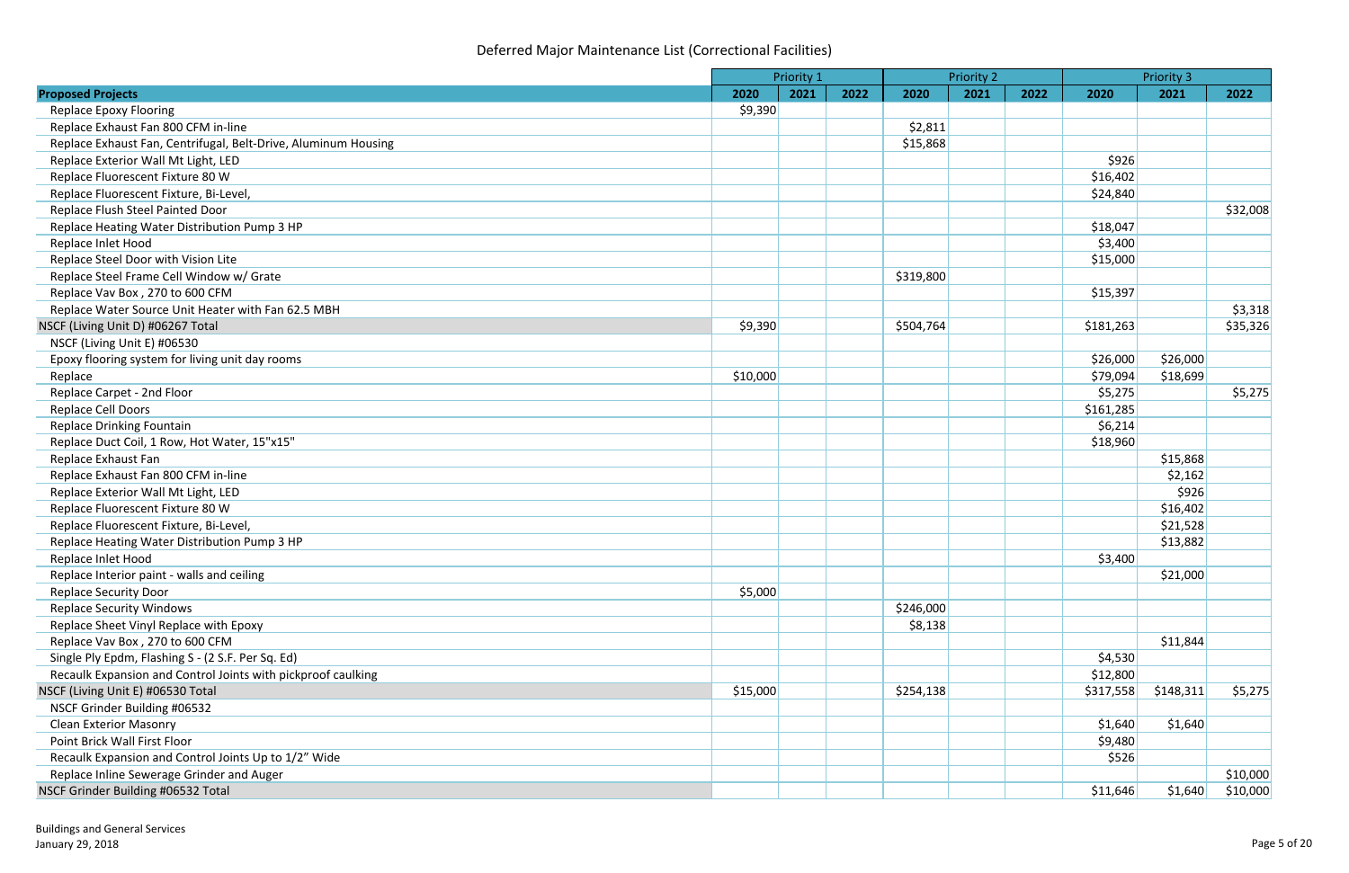# Deferred Major Maintenance List (Correctional Facilities)

| | Priority 1 | | | Priority 2 | | | Priority 3 | | |
|---|---|---|---|---|---|---|---|---|---|
| **Proposed Projects** | **2020** | **2021** | **2022** | **2020** | **2021** | **2022** | **2020** | **2021** | **2022** |
| Replace Epoxy Flooring | $9,390 | | | | | | | | |
| Replace Exhaust Fan 800 CFM in-line | | | | $2,811 | | | | | |
| Replace Exhaust Fan, Centrifugal, Belt-Drive, Aluminum Housing | | | | $15,868 | | | | | |
| Replace Exterior Wall Mt Light, LED | | | | | | | $926 | | |
| Replace Fluorescent Fixture 80 W | | | | | | | $16,402 | | |
| Replace Fluorescent Fixture, Bi-Level, | | | | | | | $24,840 | | |
| Replace Flush Steel Painted Door | | | | | | | | | $32,008 |
| Replace Heating Water Distribution Pump 3 HP | | | | | | | $18,047 | | |
| Replace Inlet Hood | | | | | | | $3,400 | | |
| Replace Steel Door with Vision Lite | | | | | | | $15,000 | | |
| Replace Steel Frame Cell Window w/ Grate | | | | $319,800 | | | | | |
| Replace Vav Box , 270 to 600 CFM | | | | | | | $15,397 | | |
| Replace Water Source Unit Heater with Fan 62.5 MBH | | | | | | | | | $3,318 |
| NSCF (Living Unit D) #06267 Total | $9,390 | | | $504,764 | | | $181,263 | | $35,326 |
| NSCF (Living Unit E) #06530 | | | | | | | | | |
| Epoxy flooring system for living unit day rooms | | | | | | | $26,000 | $26,000 | |
| Replace | $10,000 | | | | | | $79,094 | $18,699 | |
| Replace Carpet - 2nd Floor | | | | | | | $5,275 | | $5,275 |
| Replace Cell Doors | | | | | | | $161,285 | | |
| Replace Drinking Fountain | | | | | | | $6,214 | | |
| Replace Duct Coil, 1 Row, Hot Water, 15"x15" | | | | | | | $18,960 | | |
| Replace Exhaust Fan | | | | | | | | $15,868 | |
| Replace Exhaust Fan 800 CFM in-line | | | | | | | | $2,162 | |
| Replace Exterior Wall Mt Light, LED | | | | | | | | $926 | |
| Replace Fluorescent Fixture 80 W | | | | | | | | $16,402 | |
| Replace Fluorescent Fixture, Bi-Level, | | | | | | | | $21,528 | |
| Replace Heating Water Distribution Pump 3 HP | | | | | | | | $13,882 | |
| Replace Inlet Hood | | | | | | | $3,400 | | |
| Replace Interior paint - walls and ceiling | | | | | | | | $21,000 | |
| Replace Security Door | $5,000 | | | | | | | | |
| Replace Security Windows | | | | $246,000 | | | | | |
| Replace Sheet Vinyl Replace with Epoxy | | | | $8,138 | | | | | |
| Replace Vav Box , 270 to 600 CFM | | | | | | | | $11,844 | |
| Single Ply Epdm, Flashing S - (2 S.F. Per Sq. Ed) | | | | | | | $4,530 | | |
| Recaulk Expansion and Control Joints with pickproof caulking | | | | | | | $12,800 | | |
| NSCF (Living Unit E) #06530 Total | $15,000 | | | $254,138 | | | $317,558 | $148,311 | $5,275 |
| NSCF Grinder Building #06532 | | | | | | | | | |
| Clean Exterior Masonry | | | | | | | $1,640 | $1,640 | |
| Point Brick Wall First Floor | | | | | | | $9,480 | | |
| Recaulk Expansion and Control Joints Up to 1/2" Wide | | | | | | | $526 | | |
| Replace Inline Sewerage Grinder and Auger | | | | | | | | | $10,000 |
| NSCF Grinder Building #06532 Total | | | | | | | $11,646 | $1,640 | $10,000 |

Buildings and General Services
January 29, 2018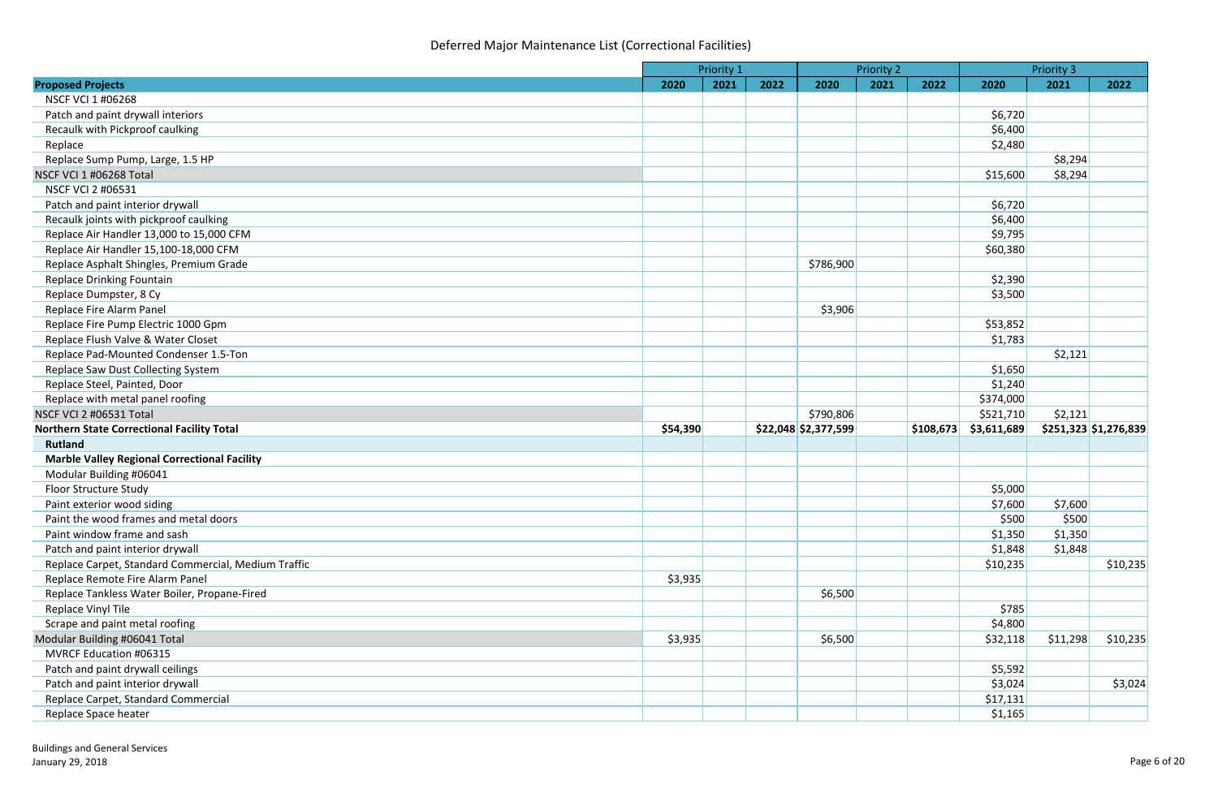# Deferred Major Maintenance List (Correctional Facilities)

| | Priority 1 | | | Priority 2 | | | Priority 3 | | |
|---|---|---|---|---|---|---|---|---|---|
| **Proposed Projects** | **2020** | **2021** | **2022** | **2020** | **2021** | **2022** | **2020** | **2021** | **2022** |
| NSCF VCI 1 #06268 | | | | | | | | | |
| Patch and paint drywall interiors | | | | | | | $6,720 | | |
| Recaulk with Pickproof caulking | | | | | | | $6,400 | | |
| Replace | | | | | | | $2,480 | | |
| Replace Sump Pump, Large, 1.5 HP | | | | | | | | $8,294 | |
| NSCF VCI 1 #06268 Total | | | | | | | $15,600 | $8,294 | |
| NSCF VCI 2 #06531 | | | | | | | | | |
| Patch and paint interior drywall | | | | | | | $6,720 | | |
| Recaulk joints with pickproof caulking | | | | | | | $6,400 | | |
| Replace Air Handler 13,000 to 15,000 CFM | | | | | | | $9,795 | | |
| Replace Air Handler 15,100-18,000 CFM | | | | | | | $60,380 | | |
| Replace Asphalt Shingles, Premium Grade | | | | $786,900 | | | | | |
| Replace Drinking Fountain | | | | | | | $2,390 | | |
| Replace Dumpster, 8 Cy | | | | | | | $3,500 | | |
| Replace Fire Alarm Panel | | | | $3,906 | | | | | |
| Replace Fire Pump Electric 1000 Gpm | | | | | | | $53,852 | | |
| Replace Flush Valve & Water Closet | | | | | | | $1,783 | | |
| Replace Pad-Mounted Condenser 1.5-Ton | | | | | | | | $2,121 | |
| Replace Saw Dust Collecting System | | | | | | | $1,650 | | |
| Replace Steel, Painted, Door | | | | | | | $1,240 | | |
| Replace with metal panel roofing | | | | | | | $374,000 | | |
| NSCF VCI 2 #06531 Total | | | | $790,806 | | | $521,710 | $2,121 | |
| **Northern State Correctional Facility Total** | **$54,390** | | **$22,048** | **$2,377,599** | | **$108,673** | **$3,611,689** | **$251,323** | **$1,276,839** |
| **Rutland** | | | | | | | | | |
| **Marble Valley Regional Correctional Facility** | | | | | | | | | |
| Modular Building #06041 | | | | | | | | | |
| Floor Structure Study | | | | | | | $5,000 | | |
| Paint exterior wood siding | | | | | | | $7,600 | $7,600 | |
| Paint the wood frames and metal doors | | | | | | | $500 | $500 | |
| Paint window frame and sash | | | | | | | $1,350 | $1,350 | |
| Patch and paint interior drywall | | | | | | | $1,848 | $1,848 | |
| Replace Carpet, Standard Commercial, Medium Traffic | | | | | | | $10,235 | | $10,235 |
| Replace Remote Fire Alarm Panel | $3,935 | | | | | | | | |
| Replace Tankless Water Boiler, Propane-Fired | | | | $6,500 | | | | | |
| Replace Vinyl Tile | | | | | | | $785 | | |
| Scrape and paint metal roofing | | | | | | | $4,800 | | |
| Modular Building #06041 Total | $3,935 | | | $6,500 | | | $32,118 | $11,298 | $10,235 |
| MVRCF Education #06315 | | | | | | | | | |
| Patch and paint drywall ceilings | | | | | | | $5,592 | | |
| Patch and paint interior drywall | | | | | | | $3,024 | | $3,024 |
| Replace Carpet, Standard Commercial | | | | | | | $17,131 | | |
| Replace Space heater | | | | | | | $1,165 | | |

Buildings and General Services
January 29, 2018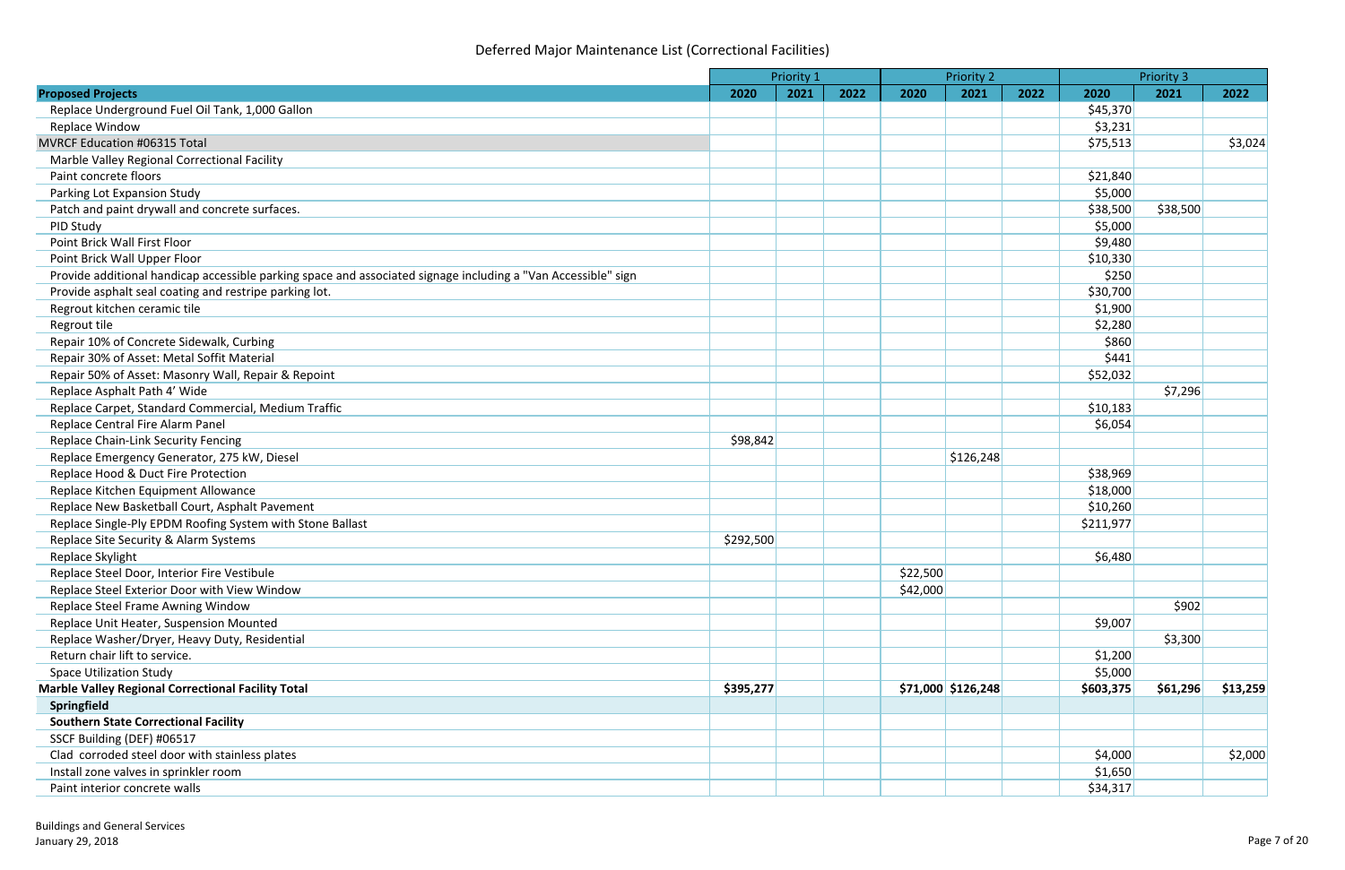# Deferred Major Maintenance List (Correctional Facilities)

| | Priority 1 | | | Priority 2 | | | Priority 3 | | |
|---|---|---|---|---|---|---|---|---|---|
| **Proposed Projects** | **2020** | **2021** | **2022** | **2020** | **2021** | **2022** | **2020** | **2021** | **2022** |
| Replace Underground Fuel Oil Tank, 1,000 Gallon | | | | | | | $45,370 | | |
| Replace Window | | | | | | | $3,231 | | |
| MVRCF Education #06315 Total | | | | | | | $75,513 | | $3,024 |
| Marble Valley Regional Correctional Facility | | | | | | | | | |
| Paint concrete floors | | | | | | | $21,840 | | |
| Parking Lot Expansion Study | | | | | | | $5,000 | | |
| Patch and paint drywall and concrete surfaces. | | | | | | | $38,500 | $38,500 | |
| PID Study | | | | | | | $5,000 | | |
| Point Brick Wall First Floor | | | | | | | $9,480 | | |
| Point Brick Wall Upper Floor | | | | | | | $10,330 | | |
| Provide additional handicap accessible parking space and associated signage including a "Van Accessible" sign | | | | | | | $250 | | |
| Provide asphalt seal coating and restripe parking lot. | | | | | | | $30,700 | | |
| Regrout kitchen ceramic tile | | | | | | | $1,900 | | |
| Regrout tile | | | | | | | $2,280 | | |
| Repair 10% of Concrete Sidewalk, Curbing | | | | | | | $860 | | |
| Repair 30% of Asset: Metal Soffit Material | | | | | | | $441 | | |
| Repair 50% of Asset: Masonry Wall, Repair & Repoint | | | | | | | $52,032 | | |
| Replace Asphalt Path 4' Wide | | | | | | | | $7,296 | |
| Replace Carpet, Standard Commercial, Medium Traffic | | | | | | | $10,183 | | |
| Replace Central Fire Alarm Panel | | | | | | | $6,054 | | |
| Replace Chain-Link Security Fencing | $98,842 | | | | | | | | |
| Replace Emergency Generator, 275 kW, Diesel | | | | | $126,248 | | | | |
| Replace Hood & Duct Fire Protection | | | | | | | $38,969 | | |
| Replace Kitchen Equipment Allowance | | | | | | | $18,000 | | |
| Replace New Basketball Court, Asphalt Pavement | | | | | | | $10,260 | | |
| Replace Single-Ply EPDM Roofing System with Stone Ballast | | | | | | | $211,977 | | |
| Replace Site Security & Alarm Systems | $292,500 | | | | | | | | |
| Replace Skylight | | | | | | | $6,480 | | |
| Replace Steel Door, Interior Fire Vestibule | | | | $22,500 | | | | | |
| Replace Steel Exterior Door with View Window | | | | $42,000 | | | | | |
| Replace Steel Frame Awning Window | | | | | | | | $902 | |
| Replace Unit Heater, Suspension Mounted | | | | | | | $9,007 | | |
| Replace Washer/Dryer, Heavy Duty, Residential | | | | | | | | $3,300 | |
| Return chair lift to service. | | | | | | | $1,200 | | |
| Space Utilization Study | | | | | | | $5,000 | | |
| **Marble Valley Regional Correctional Facility Total** | **$395,277** | | | **$71,000** | **$126,248** | | **$603,375** | **$61,296** | **$13,259** |
| **Springfield** | | | | | | | | | |
| **Southern State Correctional Facility** | | | | | | | | | |
| SSCF Building (DEF) #06517 | | | | | | | | | |
| Clad corroded steel door with stainless plates | | | | | | | $4,000 | | $2,000 |
| Install zone valves in sprinkler room | | | | | | | $1,650 | | |
| Paint interior concrete walls | | | | | | | $34,317 | | |

Buildings and General Services
January 29, 2018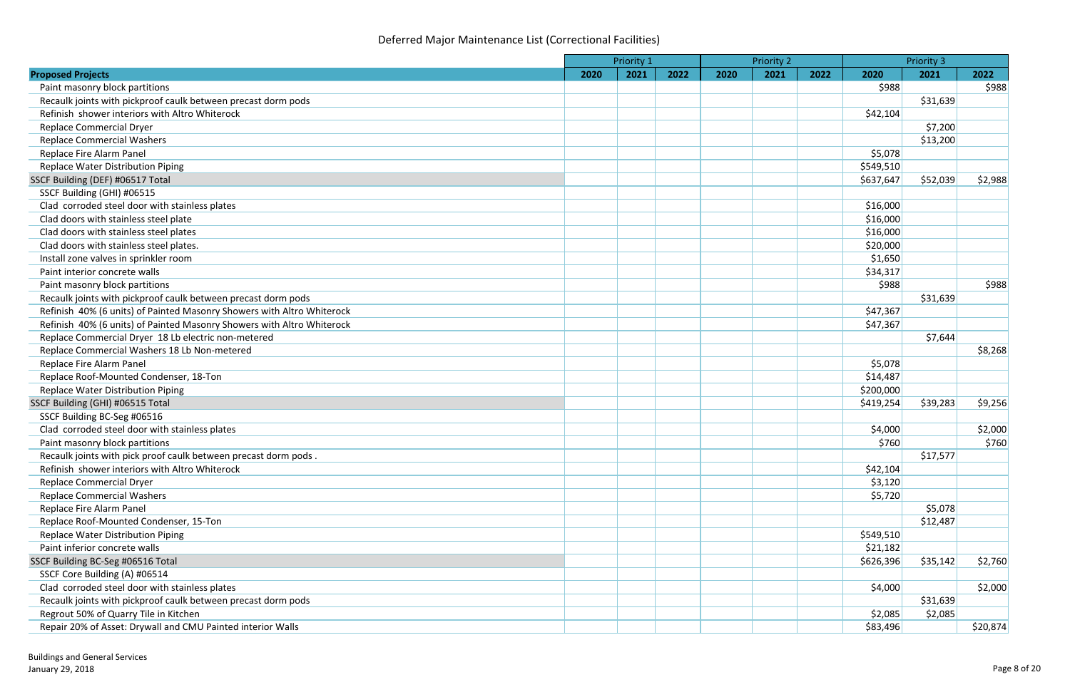# Deferred Major Maintenance List (Correctional Facilities)

| Proposed Projects | Priority 1 | | | Priority 2 | | | Priority 3 | | |
|---|---|---|---|---|---|---|---|---|---|
| | 2020 | 2021 | 2022 | 2020 | 2021 | 2022 | 2020 | 2021 | 2022 |
| Paint masonry block partitions | | | | | | | $988 | | $988 |
| Recaulk joints with pickproof caulk between precast dorm pods | | | | | | | | $31,639 | |
| Refinish shower interiors with Altro Whiterock | | | | | | | $42,104 | | |
| Replace Commercial Dryer | | | | | | | | $7,200 | |
| Replace Commercial Washers | | | | | | | | $13,200 | |
| Replace Fire Alarm Panel | | | | | | | $5,078 | | |
| Replace Water Distribution Piping | | | | | | | $549,510 | | |
| SSCF Building (DEF) #06517 Total | | | | | | | $637,647 | $52,039 | $2,988 |
| SSCF Building (GHI) #06515 | | | | | | | | | |
| Clad corroded steel door with stainless plates | | | | | | | $16,000 | | |
| Clad doors with stainless steel plate | | | | | | | $16,000 | | |
| Clad doors with stainless steel plates | | | | | | | $16,000 | | |
| Clad doors with stainless steel plates. | | | | | | | $20,000 | | |
| Install zone valves in sprinkler room | | | | | | | $1,650 | | |
| Paint interior concrete walls | | | | | | | $34,317 | | |
| Paint masonry block partitions | | | | | | | $988 | | $988 |
| Recaulk joints with pickproof caulk between precast dorm pods | | | | | | | | $31,639 | |
| Refinish 40% (6 units) of Painted Masonry Showers with Altro Whiterock | | | | | | | $47,367 | | |
| Refinish 40% (6 units) of Painted Masonry Showers with Altro Whiterock | | | | | | | $47,367 | | |
| Replace Commercial Dryer 18 Lb electric non-metered | | | | | | | | $7,644 | |
| Replace Commercial Washers 18 Lb Non-metered | | | | | | | | | $8,268 |
| Replace Fire Alarm Panel | | | | | | | $5,078 | | |
| Replace Roof-Mounted Condenser, 18-Ton | | | | | | | $14,487 | | |
| Replace Water Distribution Piping | | | | | | | $200,000 | | |
| SSCF Building (GHI) #06515 Total | | | | | | | $419,254 | $39,283 | $9,256 |
| SSCF Building BC-Seg #06516 | | | | | | | | | |
| Clad corroded steel door with stainless plates | | | | | | | $4,000 | | $2,000 |
| Paint masonry block partitions | | | | | | | $760 | | $760 |
| Recaulk joints with pick proof caulk between precast dorm pods . | | | | | | | | $17,577 | |
| Refinish shower interiors with Altro Whiterock | | | | | | | $42,104 | | |
| Replace Commercial Dryer | | | | | | | $3,120 | | |
| Replace Commercial Washers | | | | | | | $5,720 | | |
| Replace Fire Alarm Panel | | | | | | | | $5,078 | |
| Replace Roof-Mounted Condenser, 15-Ton | | | | | | | | $12,487 | |
| Replace Water Distribution Piping | | | | | | | $549,510 | | |
| Paint inferior concrete walls | | | | | | | $21,182 | | |
| SSCF Building BC-Seg #06516 Total | | | | | | | $626,396 | $35,142 | $2,760 |
| SSCF Core Building (A) #06514 | | | | | | | | | |
| Clad corroded steel door with stainless plates | | | | | | | $4,000 | | $2,000 |
| Recaulk joints with pickproof caulk between precast dorm pods | | | | | | | | $31,639 | |
| Regrout 50% of Quarry Tile in Kitchen | | | | | | | $2,085 | $2,085 | |
| Repair 20% of Asset: Drywall and CMU Painted interior Walls | | | | | | | $83,496 | | $20,874 |

Buildings and General Services
January 29, 2018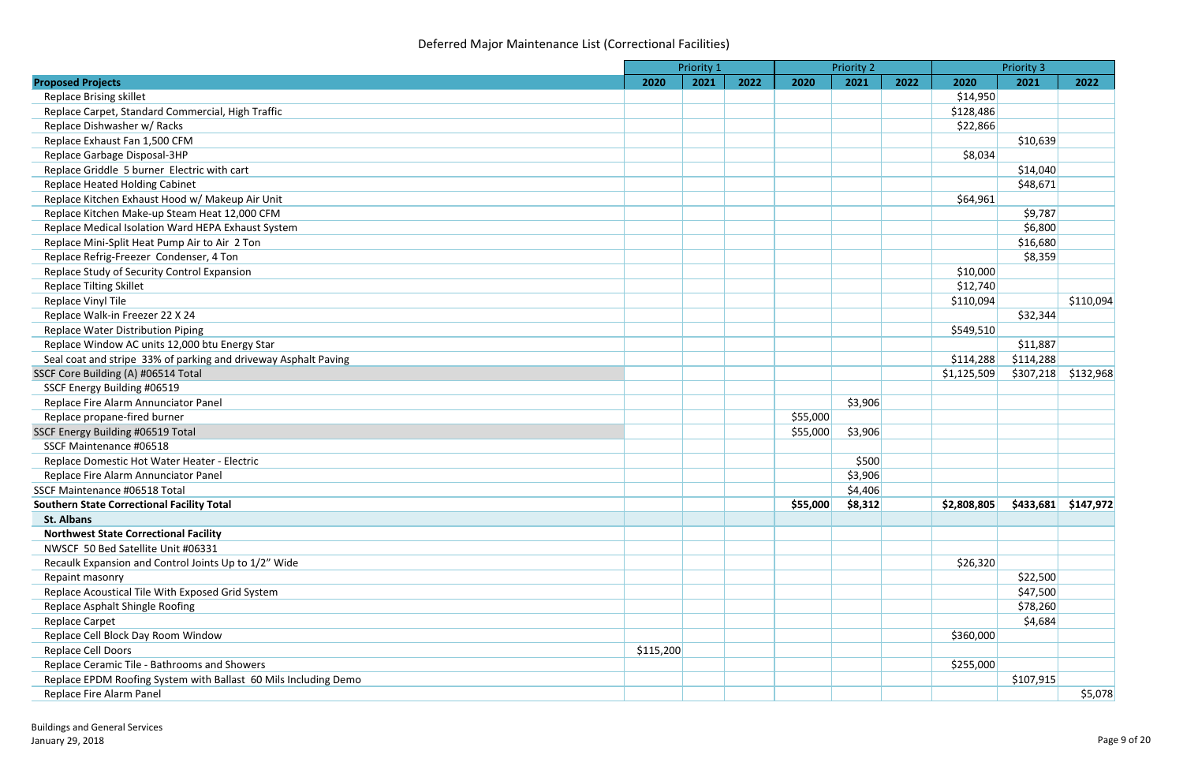# Deferred Major Maintenance List (Correctional Facilities)

| | Priority 1 | | | Priority 2 | | | Priority 3 | | |
|---|---|---|---|---|---|---|---|---|---|
| **Proposed Projects** | **2020** | **2021** | **2022** | **2020** | **2021** | **2022** | **2020** | **2021** | **2022** |
| Replace Brising skillet | | | | | | | $14,950 | | |
| Replace Carpet, Standard Commercial, High Traffic | | | | | | | $128,486 | | |
| Replace Dishwasher w/ Racks | | | | | | | $22,866 | | |
| Replace Exhaust Fan 1,500 CFM | | | | | | | | $10,639 | |
| Replace Garbage Disposal-3HP | | | | | | | $8,034 | | |
| Replace Griddle 5 burner Electric with cart | | | | | | | | $14,040 | |
| Replace Heated Holding Cabinet | | | | | | | | $48,671 | |
| Replace Kitchen Exhaust Hood w/ Makeup Air Unit | | | | | | | $64,961 | | |
| Replace Kitchen Make-up Steam Heat 12,000 CFM | | | | | | | | $9,787 | |
| Replace Medical Isolation Ward HEPA Exhaust System | | | | | | | | $6,800 | |
| Replace Mini-Split Heat Pump Air to Air 2 Ton | | | | | | | | $16,680 | |
| Replace Refrig-Freezer Condenser, 4 Ton | | | | | | | | $8,359 | |
| Replace Study of Security Control Expansion | | | | | | | $10,000 | | |
| Replace Tilting Skillet | | | | | | | $12,740 | | |
| Replace Vinyl Tile | | | | | | | $110,094 | | $110,094 |
| Replace Walk-in Freezer 22 X 24 | | | | | | | | $32,344 | |
| Replace Water Distribution Piping | | | | | | | $549,510 | | |
| Replace Window AC units 12,000 btu Energy Star | | | | | | | | $11,887 | |
| Seal coat and stripe 33% of parking and driveway Asphalt Paving | | | | | | | $114,288 | $114,288 | |
| SSCF Core Building (A) #06514 Total | | | | | | | $1,125,509 | $307,218 | $132,968 |
| SSCF Energy Building #06519 | | | | | | | | | |
| Replace Fire Alarm Annunciator Panel | | | | | $3,906 | | | | |
| Replace propane-fired burner | | | | $55,000 | | | | | |
| SSCF Energy Building #06519 Total | | | | $55,000 | $3,906 | | | | |
| SSCF Maintenance #06518 | | | | | | | | | |
| Replace Domestic Hot Water Heater - Electric | | | | | $500 | | | | |
| Replace Fire Alarm Annunciator Panel | | | | | $3,906 | | | | |
| SSCF Maintenance #06518 Total | | | | | $4,406 | | | | |
| **Southern State Correctional Facility Total** | | | | **$55,000** | **$8,312** | | **$2,808,805** | **$433,681** | **$147,972** |
| **St. Albans** | | | | | | | | | |
| **Northwest State Correctional Facility** | | | | | | | | | |
| NWSCF 50 Bed Satellite Unit #06331 | | | | | | | | | |
| Recaulk Expansion and Control Joints Up to 1/2" Wide | | | | | | | $26,320 | | |
| Repaint masonry | | | | | | | | $22,500 | |
| Replace Acoustical Tile With Exposed Grid System | | | | | | | | $47,500 | |
| Replace Asphalt Shingle Roofing | | | | | | | | $78,260 | |
| Replace Carpet | | | | | | | | $4,684 | |
| Replace Cell Block Day Room Window | | | | | | | $360,000 | | |
| Replace Cell Doors | $115,200 | | | | | | | | |
| Replace Ceramic Tile - Bathrooms and Showers | | | | | | | $255,000 | | |
| Replace EPDM Roofing System with Ballast 60 Mils Including Demo | | | | | | | | $107,915 | |
| Replace Fire Alarm Panel | | | | | | | | | $5,078 |

Buildings and General Services
January 29, 2018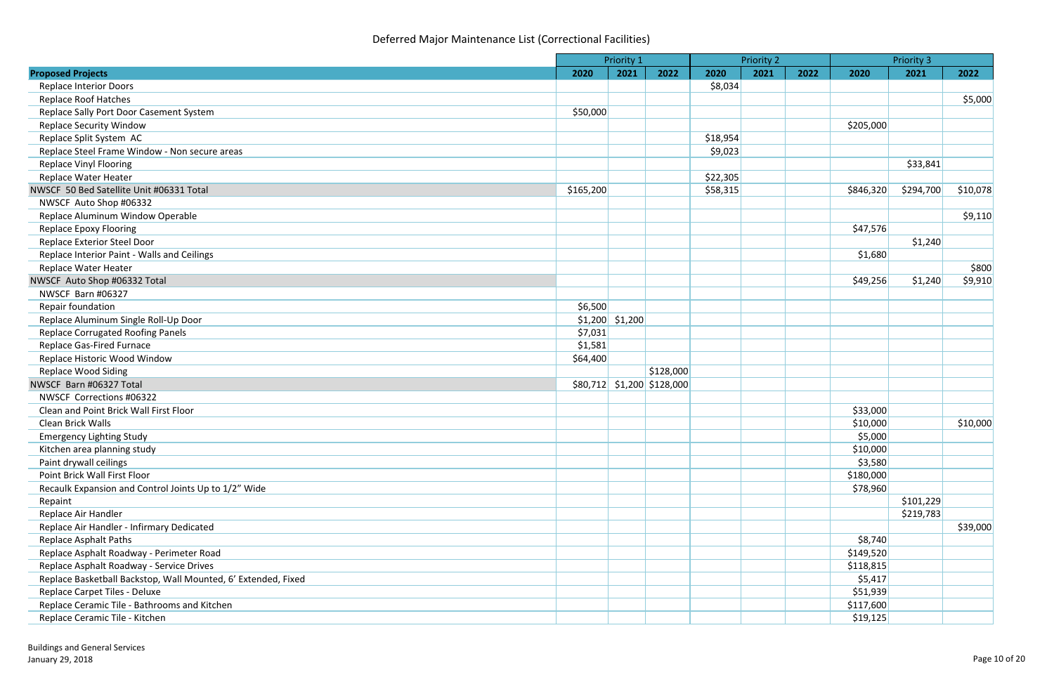# Deferred Major Maintenance List (Correctional Facilities)

| | Priority 1 | | | Priority 2 | | | Priority 3 | | |
|---|---|---|---|---|---|---|---|---|---|
| **Proposed Projects** | **2020** | **2021** | **2022** | **2020** | **2021** | **2022** | **2020** | **2021** | **2022** |
| Replace Interior Doors | | | | $8,034 | | | | | |
| Replace Roof Hatches | | | | | | | | | $5,000 |
| Replace Sally Port Door Casement System | $50,000 | | | | | | | | |
| Replace Security Window | | | | | | | $205,000 | | |
| Replace Split System AC | | | | $18,954 | | | | | |
| Replace Steel Frame Window - Non secure areas | | | | $9,023 | | | | | |
| Replace Vinyl Flooring | | | | | | | | $33,841 | |
| Replace Water Heater | | | | $22,305 | | | | | |
| NWSCF 50 Bed Satellite Unit #06331 Total | $165,200 | | | $58,315 | | | $846,320 | $294,700 | $10,078 |
| NWSCF Auto Shop #06332 | | | | | | | | | |
| Replace Aluminum Window Operable | | | | | | | | | $9,110 |
| Replace Epoxy Flooring | | | | | | | $47,576 | | |
| Replace Exterior Steel Door | | | | | | | | $1,240 | |
| Replace Interior Paint - Walls and Ceilings | | | | | | | $1,680 | | |
| Replace Water Heater | | | | | | | | | $800 |
| NWSCF Auto Shop #06332 Total | | | | | | | $49,256 | $1,240 | $9,910 |
| NWSCF Barn #06327 | | | | | | | | | |
| Repair foundation | $6,500 | | | | | | | | |
| Replace Aluminum Single Roll-Up Door | $1,200 | $1,200 | | | | | | | |
| Replace Corrugated Roofing Panels | $7,031 | | | | | | | | |
| Replace Gas-Fired Furnace | $1,581 | | | | | | | | |
| Replace Historic Wood Window | $64,400 | | | | | | | | |
| Replace Wood Siding | | | $128,000 | | | | | | |
| NWSCF Barn #06327 Total | $80,712 | $1,200 | $128,000 | | | | | | |
| NWSCF Corrections #06322 | | | | | | | | | |
| Clean and Point Brick Wall First Floor | | | | | | | $33,000 | | |
| Clean Brick Walls | | | | | | | $10,000 | | $10,000 |
| Emergency Lighting Study | | | | | | | $5,000 | | |
| Kitchen area planning study | | | | | | | $10,000 | | |
| Paint drywall ceilings | | | | | | | $3,580 | | |
| Point Brick Wall First Floor | | | | | | | $180,000 | | |
| Recaulk Expansion and Control Joints Up to 1/2" Wide | | | | | | | $78,960 | | |
| Repaint | | | | | | | | $101,229 | |
| Replace Air Handler | | | | | | | | $219,783 | |
| Replace Air Handler - Infirmary Dedicated | | | | | | | | | $39,000 |
| Replace Asphalt Paths | | | | | | | $8,740 | | |
| Replace Asphalt Roadway - Perimeter Road | | | | | | | $149,520 | | |
| Replace Asphalt Roadway - Service Drives | | | | | | | $118,815 | | |
| Replace Basketball Backstop, Wall Mounted, 6' Extended, Fixed | | | | | | | $5,417 | | |
| Replace Carpet Tiles - Deluxe | | | | | | | $51,939 | | |
| Replace Ceramic Tile - Bathrooms and Kitchen | | | | | | | $117,600 | | |
| Replace Ceramic Tile - Kitchen | | | | | | | $19,125 | | |

Buildings and General Services
January 29, 2018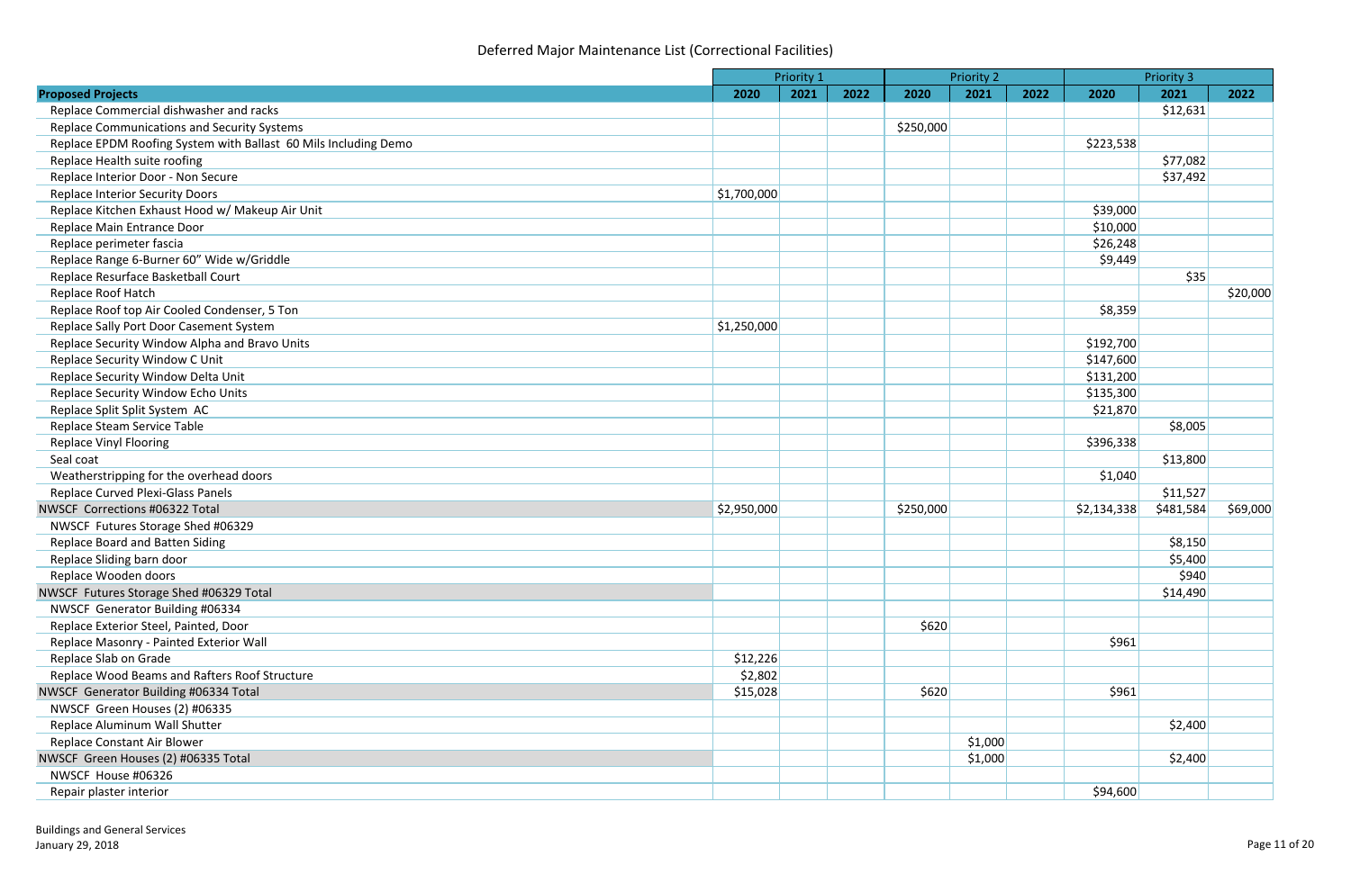# Deferred Major Maintenance List (Correctional Facilities)

| | Priority 1 | | | Priority 2 | | | Priority 3 | | |
|---|---|---|---|---|---|---|---|---|---|
| **Proposed Projects** | **2020** | **2021** | **2022** | **2020** | **2021** | **2022** | **2020** | **2021** | **2022** |
| Replace Commercial dishwasher and racks | | | | | | | | $12,631 | |
| Replace Communications and Security Systems | | | | $250,000 | | | | | |
| Replace EPDM Roofing System with Ballast 60 Mils Including Demo | | | | | | | $223,538 | | |
| Replace Health suite roofing | | | | | | | | $77,082 | |
| Replace Interior Door - Non Secure | | | | | | | | $37,492 | |
| Replace Interior Security Doors | $1,700,000 | | | | | | | | |
| Replace Kitchen Exhaust Hood w/ Makeup Air Unit | | | | | | | $39,000 | | |
| Replace Main Entrance Door | | | | | | | $10,000 | | |
| Replace perimeter fascia | | | | | | | $26,248 | | |
| Replace Range 6-Burner 60" Wide w/Griddle | | | | | | | $9,449 | | |
| Replace Resurface Basketball Court | | | | | | | | $35 | |
| Replace Roof Hatch | | | | | | | | | $20,000 |
| Replace Roof top Air Cooled Condenser, 5 Ton | | | | | | | $8,359 | | |
| Replace Sally Port Door Casement System | $1,250,000 | | | | | | | | |
| Replace Security Window Alpha and Bravo Units | | | | | | | $192,700 | | |
| Replace Security Window C Unit | | | | | | | $147,600 | | |
| Replace Security Window Delta Unit | | | | | | | $131,200 | | |
| Replace Security Window Echo Units | | | | | | | $135,300 | | |
| Replace Split Split System AC | | | | | | | $21,870 | | |
| Replace Steam Service Table | | | | | | | | $8,005 | |
| Replace Vinyl Flooring | | | | | | | $396,338 | | |
| Seal coat | | | | | | | | $13,800 | |
| Weatherstripping for the overhead doors | | | | | | | $1,040 | | |
| Replace Curved Plexi-Glass Panels | | | | | | | | $11,527 | |
| NWSCF Corrections #06322 Total | $2,950,000 | | | $250,000 | | | $2,134,338 | $481,584 | $69,000 |
| NWSCF Futures Storage Shed #06329 | | | | | | | | | |
| Replace Board and Batten Siding | | | | | | | | $8,150 | |
| Replace Sliding barn door | | | | | | | | $5,400 | |
| Replace Wooden doors | | | | | | | | $940 | |
| NWSCF Futures Storage Shed #06329 Total | | | | | | | | $14,490 | |
| NWSCF Generator Building #06334 | | | | | | | | | |
| Replace Exterior Steel, Painted, Door | | | | $620 | | | | | |
| Replace Masonry - Painted Exterior Wall | | | | | | | $961 | | |
| Replace Slab on Grade | $12,226 | | | | | | | | |
| Replace Wood Beams and Rafters Roof Structure | $2,802 | | | | | | | | |
| NWSCF Generator Building #06334 Total | $15,028 | | | $620 | | | $961 | | |
| NWSCF Green Houses (2) #06335 | | | | | | | | | |
| Replace Aluminum Wall Shutter | | | | | | | | $2,400 | |
| Replace Constant Air Blower | | | | | $1,000 | | | | |
| NWSCF Green Houses (2) #06335 Total | | | | | $1,000 | | | $2,400 | |
| NWSCF House #06326 | | | | | | | | | |
| Repair plaster interior | | | | | | | $94,600 | | |

Buildings and General Services
January 29, 2018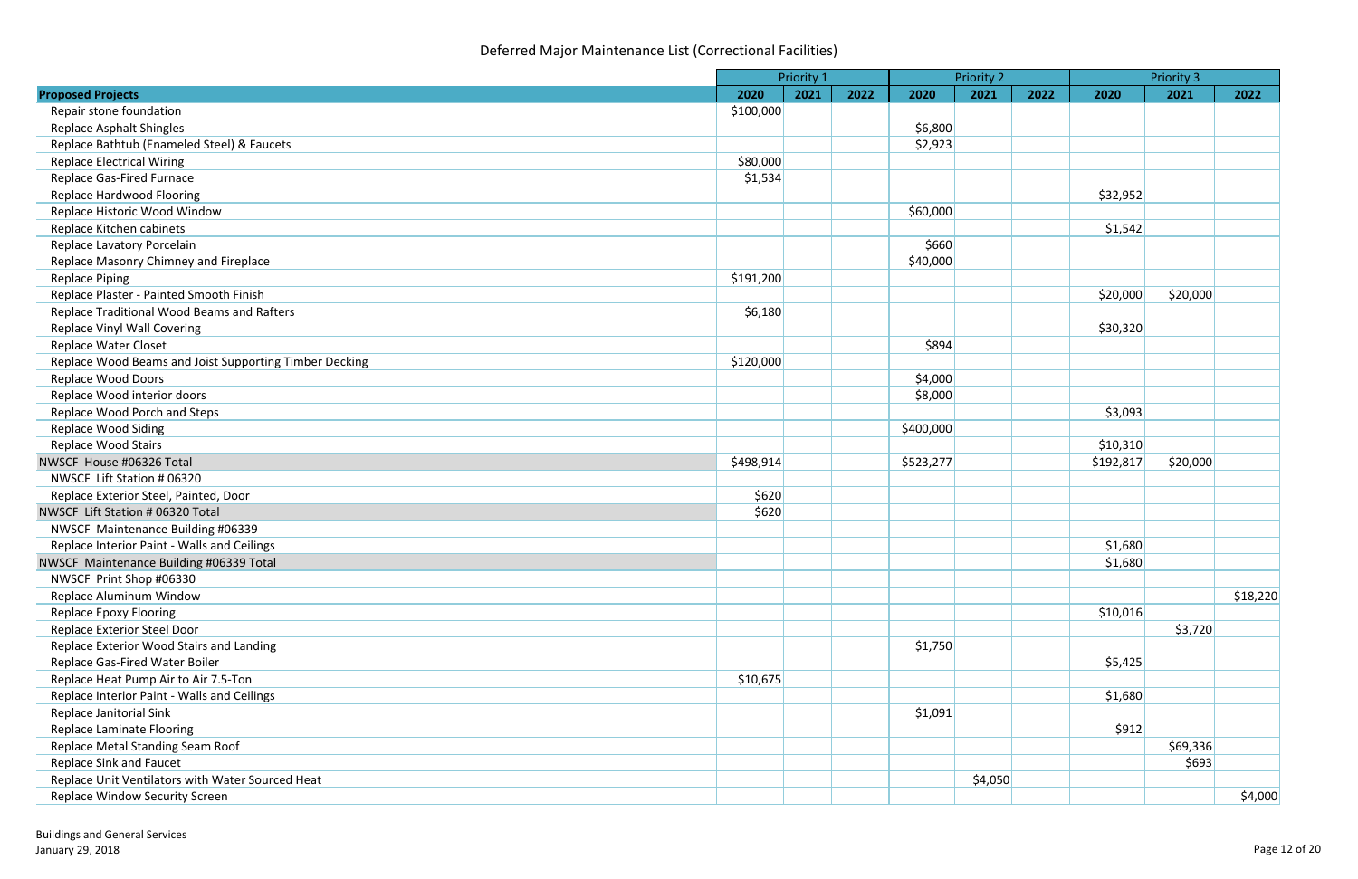# Deferred Major Maintenance List (Correctional Facilities)

| | Priority 1 | | | Priority 2 | | | Priority 3 | | |
|---|---|---|---|---|---|---|---|---|---|
| **Proposed Projects** | **2020** | **2021** | **2022** | **2020** | **2021** | **2022** | **2020** | **2021** | **2022** |
| Repair stone foundation | $100,000 | | | | | | | | |
| Replace Asphalt Shingles | | | | $6,800 | | | | | |
| Replace Bathtub (Enameled Steel) & Faucets | | | | $2,923 | | | | | |
| Replace Electrical Wiring | $80,000 | | | | | | | | |
| Replace Gas-Fired Furnace | $1,534 | | | | | | | | |
| Replace Hardwood Flooring | | | | | | | $32,952 | | |
| Replace Historic Wood Window | | | | $60,000 | | | | | |
| Replace Kitchen cabinets | | | | | | | $1,542 | | |
| Replace Lavatory Porcelain | | | | $660 | | | | | |
| Replace Masonry Chimney and Fireplace | | | | $40,000 | | | | | |
| Replace Piping | $191,200 | | | | | | | | |
| Replace Plaster - Painted Smooth Finish | | | | | | | $20,000 | $20,000 | |
| Replace Traditional Wood Beams and Rafters | $6,180 | | | | | | | | |
| Replace Vinyl Wall Covering | | | | | | | $30,320 | | |
| Replace Water Closet | | | | $894 | | | | | |
| Replace Wood Beams and Joist Supporting Timber Decking | $120,000 | | | | | | | | |
| Replace Wood Doors | | | | $4,000 | | | | | |
| Replace Wood interior doors | | | | $8,000 | | | | | |
| Replace Wood Porch and Steps | | | | | | | $3,093 | | |
| Replace Wood Siding | | | | $400,000 | | | | | |
| Replace Wood Stairs | | | | | | | $10,310 | | |
| NWSCF House #06326 Total | $498,914 | | | $523,277 | | | $192,817 | $20,000 | |
| NWSCF Lift Station # 06320 | | | | | | | | | |
| Replace Exterior Steel, Painted, Door | $620 | | | | | | | | |
| NWSCF Lift Station # 06320 Total | $620 | | | | | | | | |
| NWSCF Maintenance Building #06339 | | | | | | | | | |
| Replace Interior Paint - Walls and Ceilings | | | | | | | $1,680 | | |
| NWSCF Maintenance Building #06339 Total | | | | | | | $1,680 | | |
| NWSCF Print Shop #06330 | | | | | | | | | |
| Replace Aluminum Window | | | | | | | | | $18,220 |
| Replace Epoxy Flooring | | | | | | | $10,016 | | |
| Replace Exterior Steel Door | | | | | | | | $3,720 | |
| Replace Exterior Wood Stairs and Landing | | | | $1,750 | | | | | |
| Replace Gas-Fired Water Boiler | | | | | | | $5,425 | | |
| Replace Heat Pump Air to Air 7.5-Ton | $10,675 | | | | | | | | |
| Replace Interior Paint - Walls and Ceilings | | | | | | | $1,680 | | |
| Replace Janitorial Sink | | | | $1,091 | | | | | |
| Replace Laminate Flooring | | | | | | | $912 | | |
| Replace Metal Standing Seam Roof | | | | | | | | $69,336 | |
| Replace Sink and Faucet | | | | | | | | $693 | |
| Replace Unit Ventilators with Water Sourced Heat | | | | | $4,050 | | | | |
| Replace Window Security Screen | | | | | | | | | $4,000 |

Buildings and General Services
January 29, 2018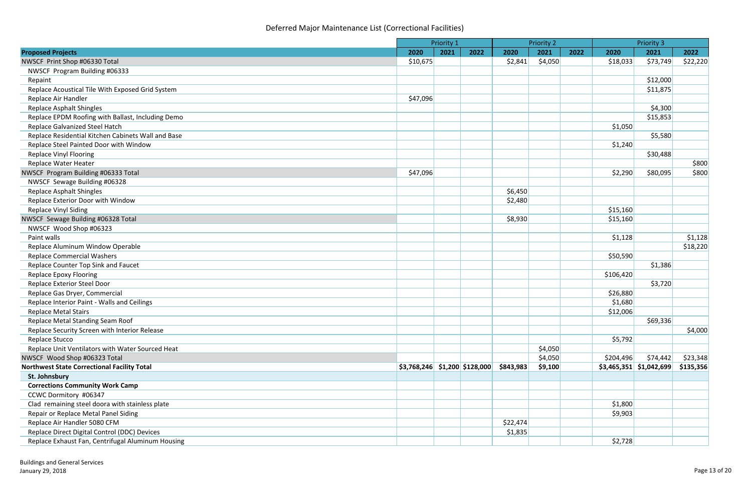# Deferred Major Maintenance List (Correctional Facilities)

| | Priority 1 | | | Priority 2 | | | Priority 3 | | |
|---|---|---|---|---|---|---|---|---|---|
| **Proposed Projects** | **2020** | **2021** | **2022** | **2020** | **2021** | **2022** | **2020** | **2021** | **2022** |
| NWSCF Print Shop #06330 Total | $10,675 | | | $2,841 | $4,050 | | $18,033 | $73,749 | $22,220 |
| NWSCF Program Building #06333 | | | | | | | | | |
| Repaint | | | | | | | | $12,000 | |
| Replace Acoustical Tile With Exposed Grid System | | | | | | | | $11,875 | |
| Replace Air Handler | $47,096 | | | | | | | | |
| Replace Asphalt Shingles | | | | | | | | $4,300 | |
| Replace EPDM Roofing with Ballast, Including Demo | | | | | | | | $15,853 | |
| Replace Galvanized Steel Hatch | | | | | | | $1,050 | | |
| Replace Residential Kitchen Cabinets Wall and Base | | | | | | | | $5,580 | |
| Replace Steel Painted Door with Window | | | | | | | $1,240 | | |
| Replace Vinyl Flooring | | | | | | | | $30,488 | |
| Replace Water Heater | | | | | | | | | $800 |
| NWSCF Program Building #06333 Total | $47,096 | | | | | | $2,290 | $80,095 | $800 |
| NWSCF Sewage Building #06328 | | | | | | | | | |
| Replace Asphalt Shingles | | | | $6,450 | | | | | |
| Replace Exterior Door with Window | | | | $2,480 | | | | | |
| Replace Vinyl Siding | | | | | | | $15,160 | | |
| NWSCF Sewage Building #06328 Total | | | | $8,930 | | | $15,160 | | |
| NWSCF Wood Shop #06323 | | | | | | | | | |
| Paint walls | | | | | | | $1,128 | | $1,128 |
| Replace Aluminum Window Operable | | | | | | | | | $18,220 |
| Replace Commercial Washers | | | | | | | $50,590 | | |
| Replace Counter Top Sink and Faucet | | | | | | | | $1,386 | |
| Replace Epoxy Flooring | | | | | | | $106,420 | | |
| Replace Exterior Steel Door | | | | | | | | $3,720 | |
| Replace Gas Dryer, Commercial | | | | | | | $26,880 | | |
| Replace Interior Paint - Walls and Ceilings | | | | | | | $1,680 | | |
| Replace Metal Stairs | | | | | | | $12,006 | | |
| Replace Metal Standing Seam Roof | | | | | | | | $69,336 | |
| Replace Security Screen with Interior Release | | | | | | | | | $4,000 |
| Replace Stucco | | | | | | | $5,792 | | |
| Replace Unit Ventilators with Water Sourced Heat | | | | | $4,050 | | | | |
| NWSCF Wood Shop #06323 Total | | | | | $4,050 | | $204,496 | $74,442 | $23,348 |
| **Northwest State Correctional Facility Total** | **$3,768,246** | **$1,200** | **$128,000** | **$843,983** | **$9,100** | | **$3,465,351** | **$1,042,699** | **$135,356** |
| **St. Johnsbury** | | | | | | | | | |
| **Corrections Community Work Camp** | | | | | | | | | |
| CCWC Dormitory #06347 | | | | | | | | | |
| Clad remaining steel doora with stainless plate | | | | | | | $1,800 | | |
| Repair or Replace Metal Panel Siding | | | | | | | $9,903 | | |
| Replace Air Handler 5080 CFM | | | | $22,474 | | | | | |
| Replace Direct Digital Control (DDC) Devices | | | | $1,835 | | | | | |
| Replace Exhaust Fan, Centrifugal Aluminum Housing | | | | | | | $2,728 | | |

Buildings and General Services
January 29, 2018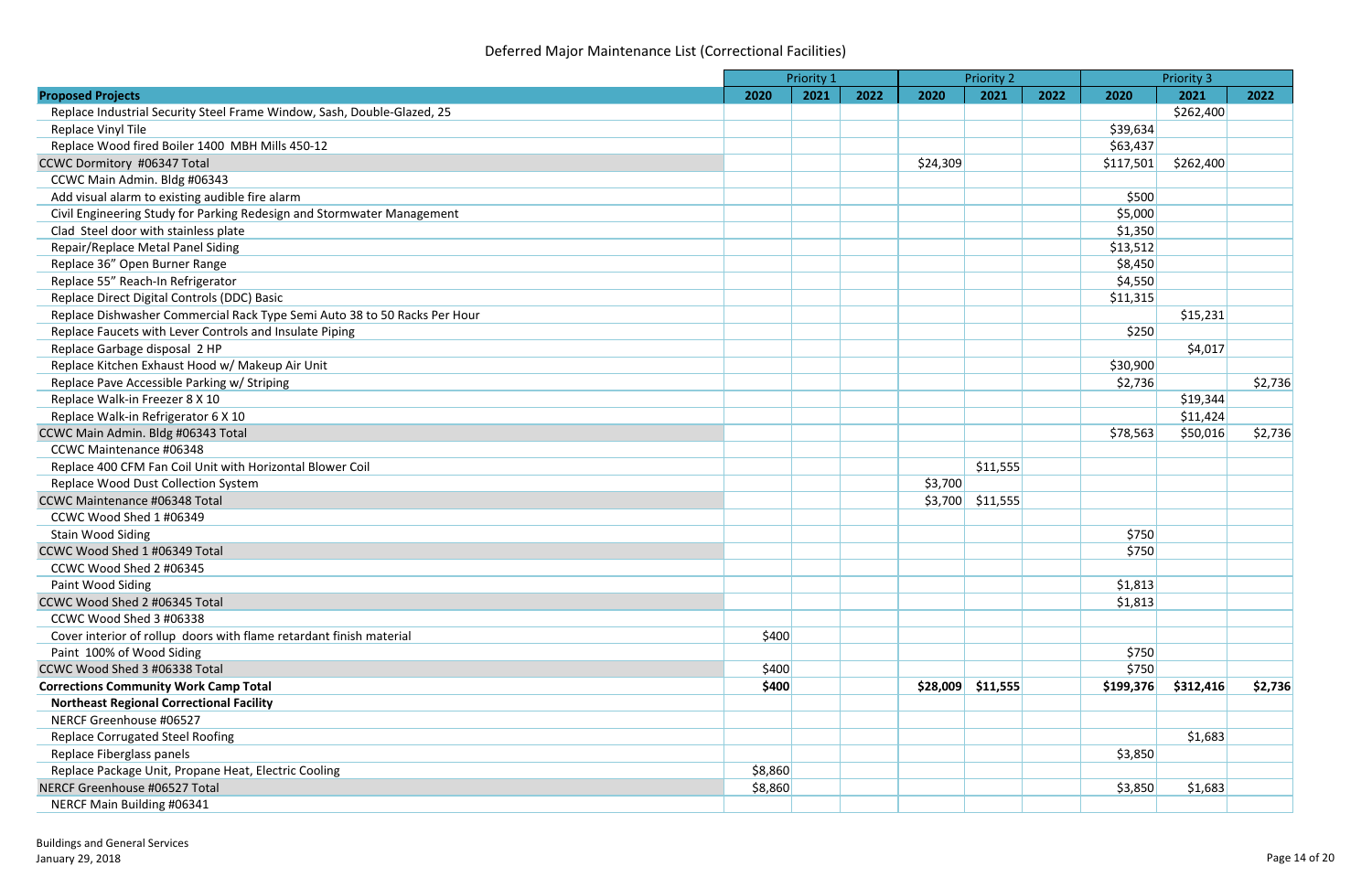# Deferred Major Maintenance List (Correctional Facilities)

| | Priority 1 | | | Priority 2 | | | Priority 3 | | |
|---|---|---|---|---|---|---|---|---|---|
| **Proposed Projects** | **2020** | **2021** | **2022** | **2020** | **2021** | **2022** | **2020** | **2021** | **2022** |
| Replace Industrial Security Steel Frame Window, Sash, Double-Glazed, 25 | | | | | | | | $262,400 | |
| Replace Vinyl Tile | | | | | | | $39,634 | | |
| Replace Wood fired Boiler 1400 MBH Mills 450-12 | | | | | | | $63,437 | | |
| CCWC Dormitory #06347 Total | | | | $24,309 | | | $117,501 | $262,400 | |
| CCWC Main Admin. Bldg #06343 | | | | | | | | | |
| Add visual alarm to existing audible fire alarm | | | | | | | $500 | | |
| Civil Engineering Study for Parking Redesign and Stormwater Management | | | | | | | $5,000 | | |
| Clad Steel door with stainless plate | | | | | | | $1,350 | | |
| Repair/Replace Metal Panel Siding | | | | | | | $13,512 | | |
| Replace 36" Open Burner Range | | | | | | | $8,450 | | |
| Replace 55" Reach-In Refrigerator | | | | | | | $4,550 | | |
| Replace Direct Digital Controls (DDC) Basic | | | | | | | $11,315 | | |
| Replace Dishwasher Commercial Rack Type Semi Auto 38 to 50 Racks Per Hour | | | | | | | | $15,231 | |
| Replace Faucets with Lever Controls and Insulate Piping | | | | | | | $250 | | |
| Replace Garbage disposal 2 HP | | | | | | | | $4,017 | |
| Replace Kitchen Exhaust Hood w/ Makeup Air Unit | | | | | | | $30,900 | | |
| Replace Pave Accessible Parking w/ Striping | | | | | | | $2,736 | | $2,736 |
| Replace Walk-in Freezer 8 X 10 | | | | | | | | $19,344 | |
| Replace Walk-in Refrigerator 6 X 10 | | | | | | | | $11,424 | |
| CCWC Main Admin. Bldg #06343 Total | | | | | | | $78,563 | $50,016 | $2,736 |
| CCWC Maintenance #06348 | | | | | | | | | |
| Replace 400 CFM Fan Coil Unit with Horizontal Blower Coil | | | | | $11,555 | | | | |
| Replace Wood Dust Collection System | | | | $3,700 | | | | | |
| CCWC Maintenance #06348 Total | | | | $3,700 | $11,555 | | | | |
| CCWC Wood Shed 1 #06349 | | | | | | | | | |
| Stain Wood Siding | | | | | | | $750 | | |
| CCWC Wood Shed 1 #06349 Total | | | | | | | $750 | | |
| CCWC Wood Shed 2 #06345 | | | | | | | | | |
| Paint Wood Siding | | | | | | | $1,813 | | |
| CCWC Wood Shed 2 #06345 Total | | | | | | | $1,813 | | |
| CCWC Wood Shed 3 #06338 | | | | | | | | | |
| Cover interior of rollup doors with flame retardant finish material | $400 | | | | | | | | |
| Paint 100% of Wood Siding | | | | | | | $750 | | |
| CCWC Wood Shed 3 #06338 Total | $400 | | | | | | $750 | | |
| **Corrections Community Work Camp Total** | **$400** | | | **$28,009** | **$11,555** | | **$199,376** | **$312,416** | **$2,736** |
| **Northeast Regional Correctional Facility** | | | | | | | | | |
| NERCF Greenhouse #06527 | | | | | | | | | |
| Replace Corrugated Steel Roofing | | | | | | | | $1,683 | |
| Replace Fiberglass panels | | | | | | | $3,850 | | |
| Replace Package Unit, Propane Heat, Electric Cooling | $8,860 | | | | | | | | |
| NERCF Greenhouse #06527 Total | $8,860 | | | | | | $3,850 | $1,683 | |
| NERCF Main Building #06341 | | | | | | | | | |

Buildings and General Services
January 29, 2018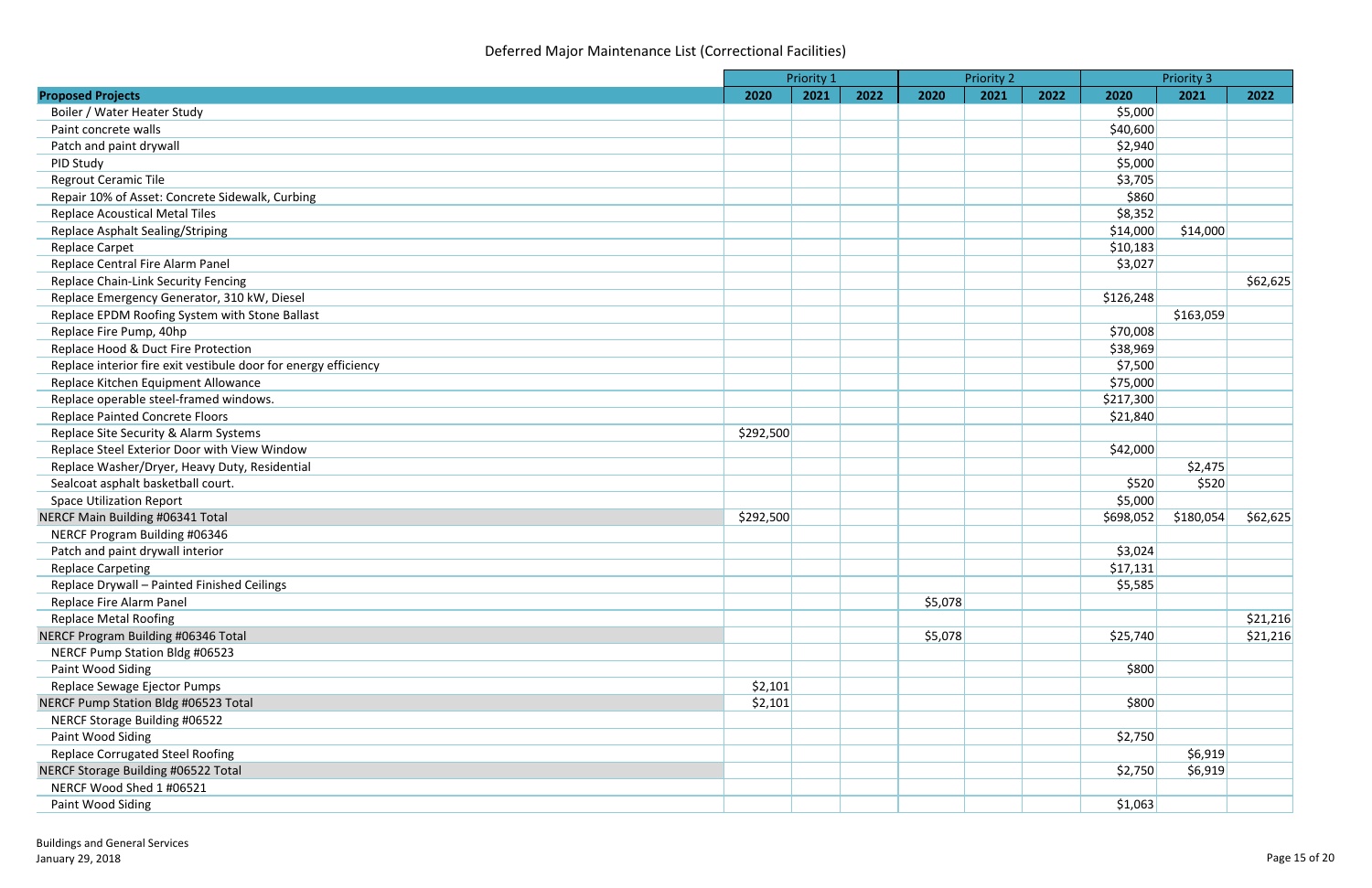# Deferred Major Maintenance List (Correctional Facilities)

| | Priority 1 | | | Priority 2 | | | Priority 3 | | |
|---|---|---|---|---|---|---|---|---|---|
| **Proposed Projects** | **2020** | **2021** | **2022** | **2020** | **2021** | **2022** | **2020** | **2021** | **2022** |
| Boiler / Water Heater Study | | | | | | | $5,000 | | |
| Paint concrete walls | | | | | | | $40,600 | | |
| Patch and paint drywall | | | | | | | $2,940 | | |
| PID Study | | | | | | | $5,000 | | |
| Regrout Ceramic Tile | | | | | | | $3,705 | | |
| Repair 10% of Asset: Concrete Sidewalk, Curbing | | | | | | | $860 | | |
| Replace Acoustical Metal Tiles | | | | | | | $8,352 | | |
| Replace Asphalt Sealing/Striping | | | | | | | $14,000 | $14,000 | |
| Replace Carpet | | | | | | | $10,183 | | |
| Replace Central Fire Alarm Panel | | | | | | | $3,027 | | |
| Replace Chain-Link Security Fencing | | | | | | | | | $62,625 |
| Replace Emergency Generator, 310 kW, Diesel | | | | | | | $126,248 | | |
| Replace EPDM Roofing System with Stone Ballast | | | | | | | | $163,059 | |
| Replace Fire Pump, 40hp | | | | | | | $70,008 | | |
| Replace Hood & Duct Fire Protection | | | | | | | $38,969 | | |
| Replace interior fire exit vestibule door for energy efficiency | | | | | | | $7,500 | | |
| Replace Kitchen Equipment Allowance | | | | | | | $75,000 | | |
| Replace operable steel-framed windows. | | | | | | | $217,300 | | |
| Replace Painted Concrete Floors | | | | | | | $21,840 | | |
| Replace Site Security & Alarm Systems | $292,500 | | | | | | | | |
| Replace Steel Exterior Door with View Window | | | | | | | $42,000 | | |
| Replace Washer/Dryer, Heavy Duty, Residential | | | | | | | | $2,475 | |
| Sealcoat asphalt basketball court. | | | | | | | $520 | $520 | |
| Space Utilization Report | | | | | | | $5,000 | | |
| NERCF Main Building #06341 Total | $292,500 | | | | | | $698,052 | $180,054 | $62,625 |
| NERCF Program Building #06346 | | | | | | | | | |
| Patch and paint drywall interior | | | | | | | $3,024 | | |
| Replace Carpeting | | | | | | | $17,131 | | |
| Replace Drywall – Painted Finished Ceilings | | | | | | | $5,585 | | |
| Replace Fire Alarm Panel | | | | $5,078 | | | | | |
| Replace Metal Roofing | | | | | | | | | $21,216 |
| NERCF Program Building #06346 Total | | | | $5,078 | | | $25,740 | | $21,216 |
| NERCF Pump Station Bldg #06523 | | | | | | | | | |
| Paint Wood Siding | | | | | | | $800 | | |
| Replace Sewage Ejector Pumps | $2,101 | | | | | | | | |
| NERCF Pump Station Bldg #06523 Total | $2,101 | | | | | | $800 | | |
| NERCF Storage Building #06522 | | | | | | | | | |
| Paint Wood Siding | | | | | | | $2,750 | | |
| Replace Corrugated Steel Roofing | | | | | | | | $6,919 | |
| NERCF Storage Building #06522 Total | | | | | | | $2,750 | $6,919 | |
| NERCF Wood Shed 1 #06521 | | | | | | | | | |
| Paint Wood Siding | | | | | | | $1,063 | | |

Buildings and General Services
January 29, 2018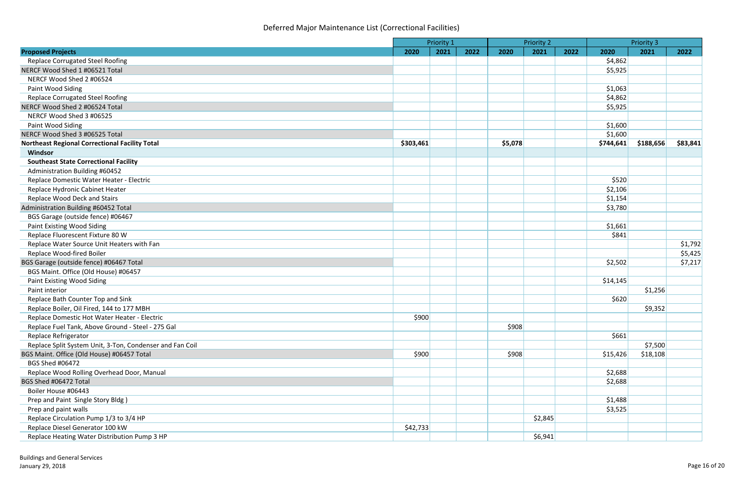# Deferred Major Maintenance List (Correctional Facilities)

| | Priority 1 | | | Priority 2 | | | Priority 3 | | |
|---|---|---|---|---|---|---|---|---|---|
| **Proposed Projects** | **2020** | **2021** | **2022** | **2020** | **2021** | **2022** | **2020** | **2021** | **2022** |
| Replace Corrugated Steel Roofing | | | | | | | $4,862 | | |
| NERCF Wood Shed 1 #06521 Total | | | | | | | $5,925 | | |
| NERCF Wood Shed 2 #06524 | | | | | | | | | |
| Paint Wood Siding | | | | | | | $1,063 | | |
| Replace Corrugated Steel Roofing | | | | | | | $4,862 | | |
| NERCF Wood Shed 2 #06524 Total | | | | | | | $5,925 | | |
| NERCF Wood Shed 3 #06525 | | | | | | | | | |
| Paint Wood Siding | | | | | | | $1,600 | | |
| NERCF Wood Shed 3 #06525 Total | | | | | | | $1,600 | | |
| **Northeast Regional Correctional Facility Total** | **$303,461** | | | **$5,078** | | | **$744,641** | **$188,656** | **$83,841** |
| **Windsor** | | | | | | | | | |
| **Southeast State Correctional Facility** | | | | | | | | | |
| Administration Building #60452 | | | | | | | | | |
| Replace Domestic Water Heater - Electric | | | | | | | $520 | | |
| Replace Hydronic Cabinet Heater | | | | | | | $2,106 | | |
| Replace Wood Deck and Stairs | | | | | | | $1,154 | | |
| Administration Building #60452 Total | | | | | | | $3,780 | | |
| BGS Garage (outside fence) #06467 | | | | | | | | | |
| Paint Existing Wood Siding | | | | | | | $1,661 | | |
| Replace Fluorescent Fixture 80 W | | | | | | | $841 | | |
| Replace Water Source Unit Heaters with Fan | | | | | | | | | $1,792 |
| Replace Wood-fired Boiler | | | | | | | | | $5,425 |
| BGS Garage (outside fence) #06467 Total | | | | | | | $2,502 | | $7,217 |
| BGS Maint. Office (Old House) #06457 | | | | | | | | | |
| Paint Existing Wood Siding | | | | | | | $14,145 | | |
| Paint interior | | | | | | | | $1,256 | |
| Replace Bath Counter Top and Sink | | | | | | | $620 | | |
| Replace Boiler, Oil Fired, 144 to 177 MBH | | | | | | | | $9,352 | |
| Replace Domestic Hot Water Heater - Electric | $900 | | | | | | | | |
| Replace Fuel Tank, Above Ground - Steel - 275 Gal | | | | $908 | | | | | |
| Replace Refrigerator | | | | | | | $661 | | |
| Replace Split System Unit, 3-Ton, Condenser and Fan Coil | | | | | | | | $7,500 | |
| BGS Maint. Office (Old House) #06457 Total | $900 | | | $908 | | | $15,426 | $18,108 | |
| BGS Shed #06472 | | | | | | | | | |
| Replace Wood Rolling Overhead Door, Manual | | | | | | | $2,688 | | |
| BGS Shed #06472 Total | | | | | | | $2,688 | | |
| Boiler House #06443 | | | | | | | | | |
| Prep and Paint Single Story Bldg ) | | | | | | | $1,488 | | |
| Prep and paint walls | | | | | | | $3,525 | | |
| Replace Circulation Pump 1/3 to 3/4 HP | | | | | $2,845 | | | | |
| Replace Diesel Generator 100 kW | $42,733 | | | | | | | | |
| Replace Heating Water Distribution Pump 3 HP | | | | | $6,941 | | | | |

Buildings and General Services
January 29, 2018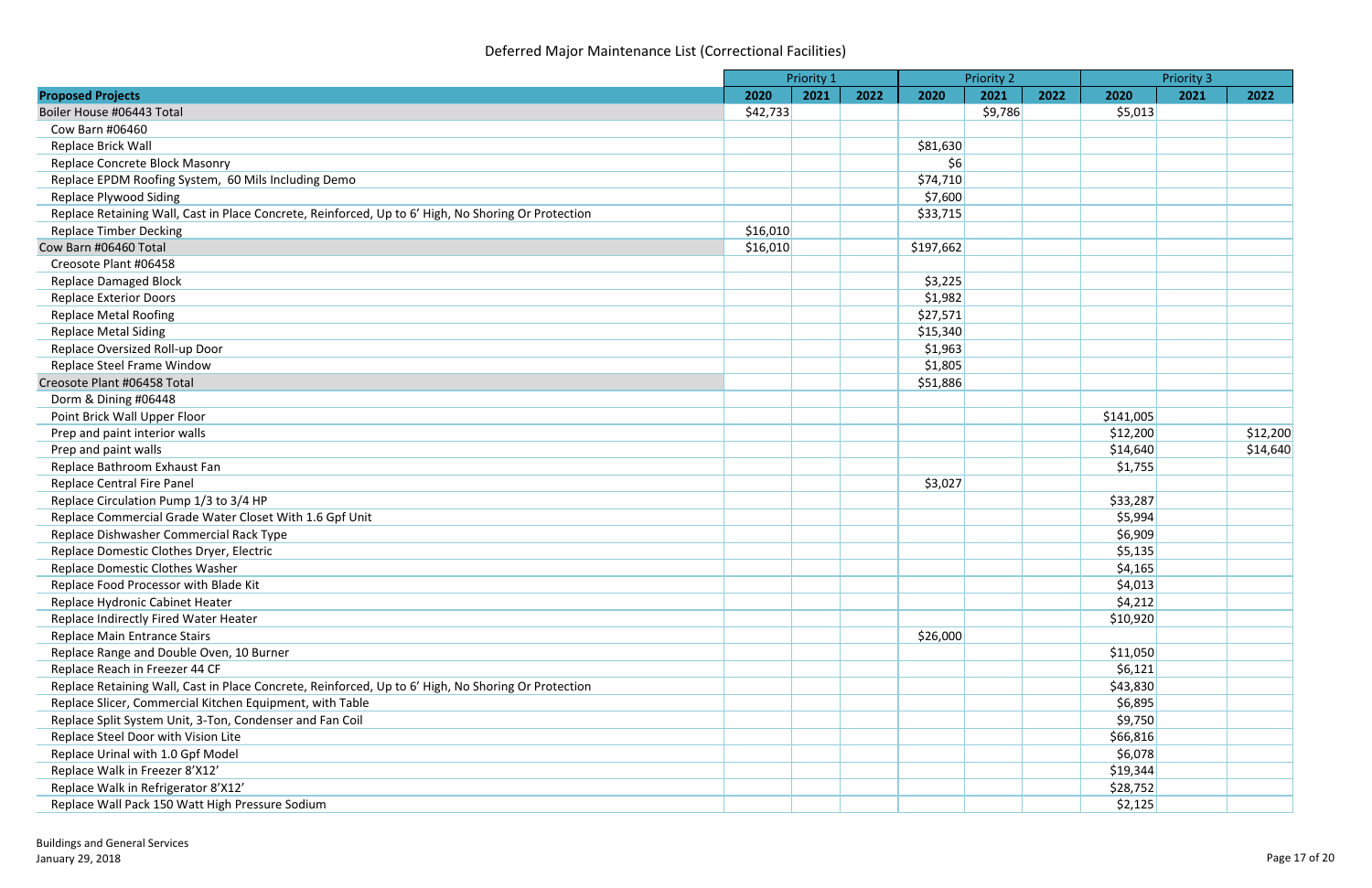# Deferred Major Maintenance List (Correctional Facilities)

| | Priority 1 | | | Priority 2 | | | Priority 3 | | |
|---|---|---|---|---|---|---|---|---|---|
| **Proposed Projects** | **2020** | **2021** | **2022** | **2020** | **2021** | **2022** | **2020** | **2021** | **2022** |
| Boiler House #06443 Total | $42,733 | | | | $9,786 | | $5,013 | | |
| Cow Barn #06460 | | | | | | | | | |
| Replace Brick Wall | | | | $81,630 | | | | | |
| Replace Concrete Block Masonry | | | | $6 | | | | | |
| Replace EPDM Roofing System, 60 Mils Including Demo | | | | $74,710 | | | | | |
| Replace Plywood Siding | | | | $7,600 | | | | | |
| Replace Retaining Wall, Cast in Place Concrete, Reinforced, Up to 6' High, No Shoring Or Protection | | | | $33,715 | | | | | |
| Replace Timber Decking | $16,010 | | | | | | | | |
| Cow Barn #06460 Total | $16,010 | | | $197,662 | | | | | |
| Creosote Plant #06458 | | | | | | | | | |
| Replace Damaged Block | | | | $3,225 | | | | | |
| Replace Exterior Doors | | | | $1,982 | | | | | |
| Replace Metal Roofing | | | | $27,571 | | | | | |
| Replace Metal Siding | | | | $15,340 | | | | | |
| Replace Oversized Roll-up Door | | | | $1,963 | | | | | |
| Replace Steel Frame Window | | | | $1,805 | | | | | |
| Creosote Plant #06458 Total | | | | $51,886 | | | | | |
| Dorm & Dining #06448 | | | | | | | | | |
| Point Brick Wall Upper Floor | | | | | | | $141,005 | | |
| Prep and paint interior walls | | | | | | | $12,200 | | $12,200 |
| Prep and paint walls | | | | | | | $14,640 | | $14,640 |
| Replace Bathroom Exhaust Fan | | | | | | | $1,755 | | |
| Replace Central Fire Panel | | | | $3,027 | | | | | |
| Replace Circulation Pump 1/3 to 3/4 HP | | | | | | | $33,287 | | |
| Replace Commercial Grade Water Closet With 1.6 Gpf Unit | | | | | | | $5,994 | | |
| Replace Dishwasher Commercial Rack Type | | | | | | | $6,909 | | |
| Replace Domestic Clothes Dryer, Electric | | | | | | | $5,135 | | |
| Replace Domestic Clothes Washer | | | | | | | $4,165 | | |
| Replace Food Processor with Blade Kit | | | | | | | $4,013 | | |
| Replace Hydronic Cabinet Heater | | | | | | | $4,212 | | |
| Replace Indirectly Fired Water Heater | | | | | | | $10,920 | | |
| Replace Main Entrance Stairs | | | | $26,000 | | | | | |
| Replace Range and Double Oven, 10 Burner | | | | | | | $11,050 | | |
| Replace Reach in Freezer 44 CF | | | | | | | $6,121 | | |
| Replace Retaining Wall, Cast in Place Concrete, Reinforced, Up to 6' High, No Shoring Or Protection | | | | | | | $43,830 | | |
| Replace Slicer, Commercial Kitchen Equipment, with Table | | | | | | | $6,895 | | |
| Replace Split System Unit, 3-Ton, Condenser and Fan Coil | | | | | | | $9,750 | | |
| Replace Steel Door with Vision Lite | | | | | | | $66,816 | | |
| Replace Urinal with 1.0 Gpf Model | | | | | | | $6,078 | | |
| Replace Walk in Freezer 8'X12' | | | | | | | $19,344 | | |
| Replace Walk in Refrigerator 8'X12' | | | | | | | $28,752 | | |
| Replace Wall Pack 150 Watt High Pressure Sodium | | | | | | | $2,125 | | |

Buildings and General Services
January 29, 2018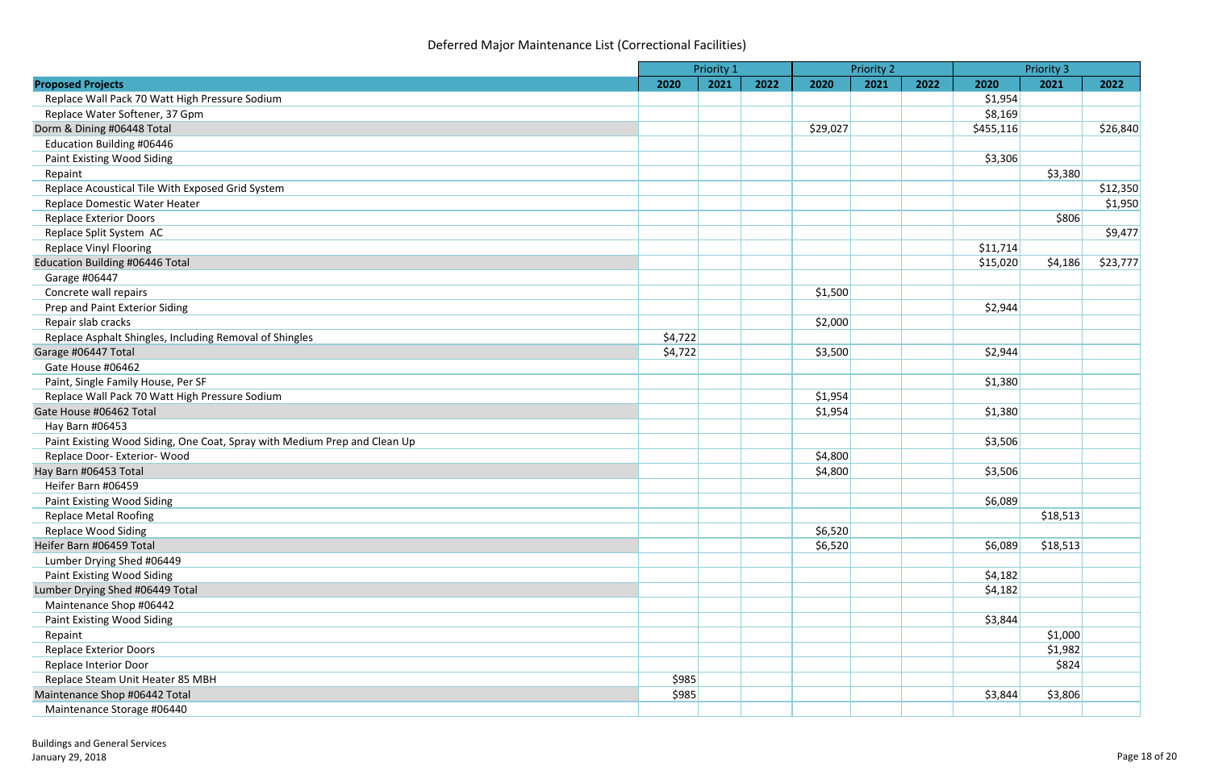## Deferred Major Maintenance List (Correctional Facilities)

| | Priority 1 | | | Priority 2 | | | Priority 3 | | |
|---|---|---|---|---|---|---|---|---|---|
| **Proposed Projects** | **2020** | **2021** | **2022** | **2020** | **2021** | **2022** | **2020** | **2021** | **2022** |
| Replace Wall Pack 70 Watt High Pressure Sodium | | | | | | | $1,954 | | |
| Replace Water Softener, 37 Gpm | | | | | | | $8,169 | | |
| Dorm & Dining #06448 Total | | | | $29,027 | | | $455,116 | | $26,840 |
| Education Building #06446 | | | | | | | | | |
| Paint Existing Wood Siding | | | | | | | $3,306 | | |
| Repaint | | | | | | | | $3,380 | |
| Replace Acoustical Tile With Exposed Grid System | | | | | | | | | $12,350 |
| Replace Domestic Water Heater | | | | | | | | | $1,950 |
| Replace Exterior Doors | | | | | | | | $806 | |
| Replace Split System AC | | | | | | | | | $9,477 |
| Replace Vinyl Flooring | | | | | | | $11,714 | | |
| Education Building #06446 Total | | | | | | | $15,020 | $4,186 | $23,777 |
| Garage #06447 | | | | | | | | | |
| Concrete wall repairs | | | | $1,500 | | | | | |
| Prep and Paint Exterior Siding | | | | | | | $2,944 | | |
| Repair slab cracks | | | | $2,000 | | | | | |
| Replace Asphalt Shingles, Including Removal of Shingles | $4,722 | | | | | | | | |
| Garage #06447 Total | $4,722 | | | $3,500 | | | $2,944 | | |
| Gate House #06462 | | | | | | | | | |
| Paint, Single Family House, Per SF | | | | | | | $1,380 | | |
| Replace Wall Pack 70 Watt High Pressure Sodium | | | | $1,954 | | | | | |
| Gate House #06462 Total | | | | $1,954 | | | $1,380 | | |
| Hay Barn #06453 | | | | | | | | | |
| Paint Existing Wood Siding, One Coat, Spray with Medium Prep and Clean Up | | | | | | | $3,506 | | |
| Replace Door- Exterior- Wood | | | | $4,800 | | | | | |
| Hay Barn #06453 Total | | | | $4,800 | | | $3,506 | | |
| Heifer Barn #06459 | | | | | | | | | |
| Paint Existing Wood Siding | | | | | | | $6,089 | | |
| Replace Metal Roofing | | | | | | | | $18,513 | |
| Replace Wood Siding | | | | $6,520 | | | | | |
| Heifer Barn #06459 Total | | | | $6,520 | | | $6,089 | $18,513 | |
| Lumber Drying Shed #06449 | | | | | | | | | |
| Paint Existing Wood Siding | | | | | | | $4,182 | | |
| Lumber Drying Shed #06449 Total | | | | | | | $4,182 | | |
| Maintenance Shop #06442 | | | | | | | | | |
| Paint Existing Wood Siding | | | | | | | $3,844 | | |
| Repaint | | | | | | | | $1,000 | |
| Replace Exterior Doors | | | | | | | | $1,982 | |
| Replace Interior Door | | | | | | | | $824 | |
| Replace Steam Unit Heater 85 MBH | $985 | | | | | | | | |
| Maintenance Shop #06442 Total | $985 | | | | | | $3,844 | $3,806 | |
| Maintenance Storage #06440 | | | | | | | | | |

Buildings and General Services
January 29, 2018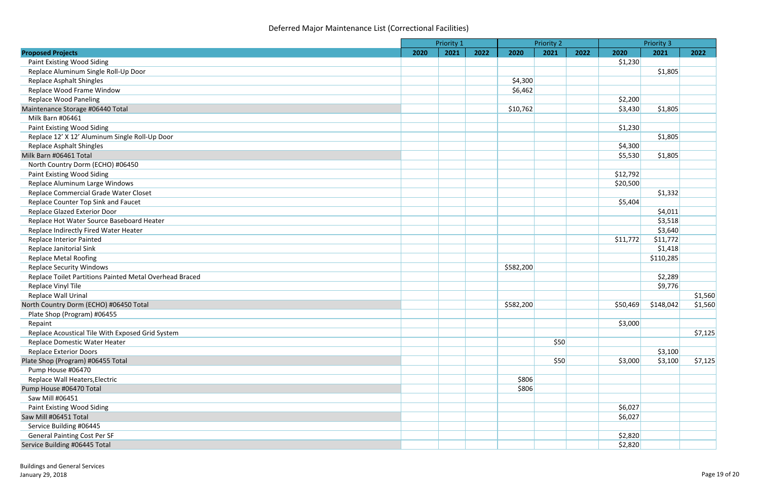# Deferred Major Maintenance List (Correctional Facilities)

| | Priority 1 | | | Priority 2 | | | Priority 3 | | |
|---|---|---|---|---|---|---|---|---|---|
| **Proposed Projects** | **2020** | **2021** | **2022** | **2020** | **2021** | **2022** | **2020** | **2021** | **2022** |
| Paint Existing Wood Siding | | | | | | | $1,230 | | |
| Replace Aluminum Single Roll-Up Door | | | | | | | | $1,805 | |
| Replace Asphalt Shingles | | | | $4,300 | | | | | |
| Replace Wood Frame Window | | | | $6,462 | | | | | |
| Replace Wood Paneling | | | | | | | $2,200 | | |
| Maintenance Storage #06440 Total | | | | $10,762 | | | $3,430 | $1,805 | |
| Milk Barn #06461 | | | | | | | | | |
| Paint Existing Wood Siding | | | | | | | $1,230 | | |
| Replace 12' X 12' Aluminum Single Roll-Up Door | | | | | | | | $1,805 | |
| Replace Asphalt Shingles | | | | | | | $4,300 | | |
| Milk Barn #06461 Total | | | | | | | $5,530 | $1,805 | |
| North Country Dorm (ECHO) #06450 | | | | | | | | | |
| Paint Existing Wood Siding | | | | | | | $12,792 | | |
| Replace Aluminum Large Windows | | | | | | | $20,500 | | |
| Replace Commercial Grade Water Closet | | | | | | | | $1,332 | |
| Replace Counter Top Sink and Faucet | | | | | | | $5,404 | | |
| Replace Glazed Exterior Door | | | | | | | | $4,011 | |
| Replace Hot Water Source Baseboard Heater | | | | | | | | $3,518 | |
| Replace Indirectly Fired Water Heater | | | | | | | | $3,640 | |
| Replace Interior Painted | | | | | | | $11,772 | $11,772 | |
| Replace Janitorial Sink | | | | | | | | $1,418 | |
| Replace Metal Roofing | | | | | | | | $110,285 | |
| Replace Security Windows | | | | $582,200 | | | | | |
| Replace Toilet Partitions Painted Metal Overhead Braced | | | | | | | | $2,289 | |
| Replace Vinyl Tile | | | | | | | | $9,776 | |
| Replace Wall Urinal | | | | | | | | | $1,560 |
| North Country Dorm (ECHO) #06450 Total | | | | $582,200 | | | $50,469 | $148,042 | $1,560 |
| Plate Shop (Program) #06455 | | | | | | | | | |
| Repaint | | | | | | | $3,000 | | |
| Replace Acoustical Tile With Exposed Grid System | | | | | | | | | $7,125 |
| Replace Domestic Water Heater | | | | | $50 | | | | |
| Replace Exterior Doors | | | | | | | | $3,100 | |
| Plate Shop (Program) #06455 Total | | | | | $50 | | $3,000 | $3,100 | $7,125 |
| Pump House #06470 | | | | | | | | | |
| Replace Wall Heaters,Electric | | | | $806 | | | | | |
| Pump House #06470 Total | | | | $806 | | | | | |
| Saw Mill #06451 | | | | | | | | | |
| Paint Existing Wood Siding | | | | | | | $6,027 | | |
| Saw Mill #06451 Total | | | | | | | $6,027 | | |
| Service Building #06445 | | | | | | | | | |
| General Painting Cost Per SF | | | | | | | $2,820 | | |
| Service Building #06445 Total | | | | | | | $2,820 | | |

Buildings and General Services
January 29, 2018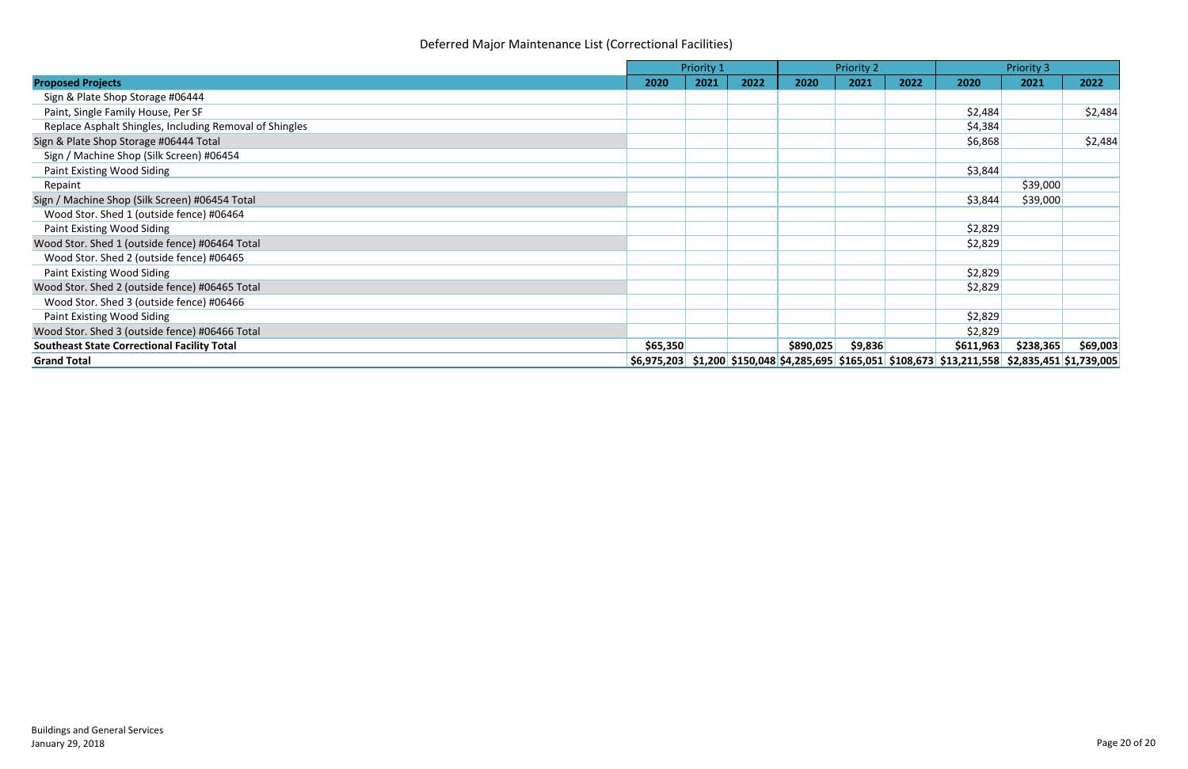# Deferred Major Maintenance List (Correctional Facilities)

| | Priority 1 | | | Priority 2 | | | Priority 3 | | |
|---|---|---|---|---|---|---|---|---|---|
| **Proposed Projects** | **2020** | **2021** | **2022** | **2020** | **2021** | **2022** | **2020** | **2021** | **2022** |
| Sign & Plate Shop Storage #06444 | | | | | | | | | |
| Paint, Single Family House, Per SF | | | | | | | $2,484 | | $2,484 |
| Replace Asphalt Shingles, Including Removal of Shingles | | | | | | | $4,384 | | |
| Sign & Plate Shop Storage #06444 Total | | | | | | | $6,868 | | $2,484 |
| Sign / Machine Shop (Silk Screen) #06454 | | | | | | | | | |
| Paint Existing Wood Siding | | | | | | | $3,844 | | |
| Repaint | | | | | | | | $39,000 | |
| Sign / Machine Shop (Silk Screen) #06454 Total | | | | | | | $3,844 | $39,000 | |
| Wood Stor. Shed 1 (outside fence) #06464 | | | | | | | | | |
| Paint Existing Wood Siding | | | | | | | $2,829 | | |
| Wood Stor. Shed 1 (outside fence) #06464 Total | | | | | | | $2,829 | | |
| Wood Stor. Shed 2 (outside fence) #06465 | | | | | | | | | |
| Paint Existing Wood Siding | | | | | | | $2,829 | | |
| Wood Stor. Shed 2 (outside fence) #06465 Total | | | | | | | $2,829 | | |
| Wood Stor. Shed 3 (outside fence) #06466 | | | | | | | | | |
| Paint Existing Wood Siding | | | | | | | $2,829 | | |
| Wood Stor. Shed 3 (outside fence) #06466 Total | | | | | | | $2,829 | | |
| **Southeast State Correctional Facility Total** | **$65,350** | | | **$890,025** | **$9,836** | | **$611,963** | **$238,365** | **$69,003** |
| **Grand Total** | **$6,975,203** | **$1,200** | **$150,048** | **$4,285,695** | **$165,051** | **$108,673** | **$13,211,558** | **$2,835,451** | **$1,739,005** |

Buildings and General Services
January 29, 2018